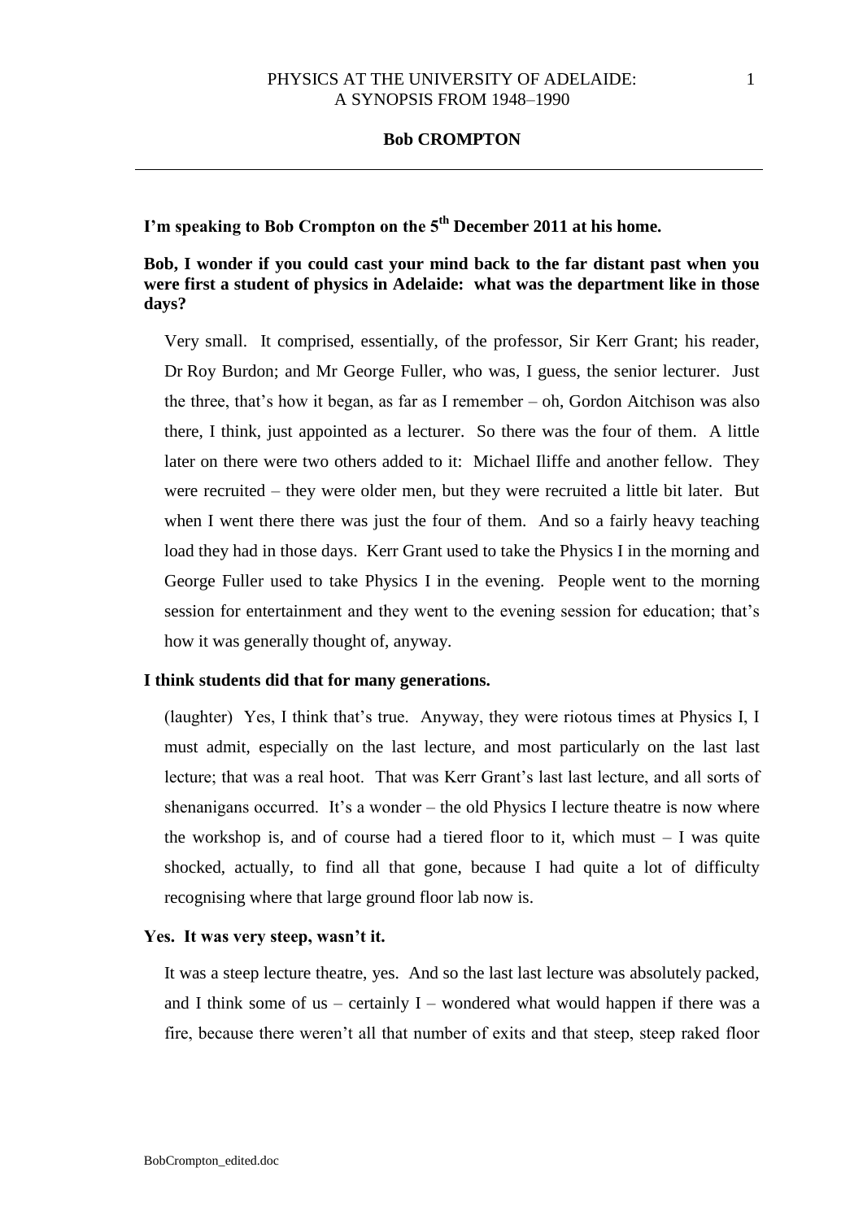# PHYSICS AT THE UNIVERSITY OF ADELAIDE: A SYNOPSIS FROM 1948–1990

## Bob CROMPTON

---

**I'm speaking to Bob Crompton on the 5th December 2011 at his home.**

**Bob, I wonder if you could cast your mind back to the far distant past when you were first a student of physics in Adelaide: what was the department like in those days?**

Very small. It comprised, essentially, of the professor, Sir Kerr Grant; his reader, Dr Roy Burdon; and Mr George Fuller, who was, I guess, the senior lecturer. Just the three, that's how it began, as far as I remember – oh, Gordon Aitchison was also there, I think, just appointed as a lecturer. So there was the four of them. A little later on there were two others added to it: Michael Iliffe and another fellow. They were recruited – they were older men, but they were recruited a little bit later. But when I went there there was just the four of them. And so a fairly heavy teaching load they had in those days. Kerr Grant used to take the Physics I in the morning and George Fuller used to take Physics I in the evening. People went to the morning session for entertainment and they went to the evening session for education; that's how it was generally thought of, anyway.

**I think students did that for many generations.**

(laughter) Yes, I think that's true. Anyway, they were riotous times at Physics I, I must admit, especially on the last lecture, and most particularly on the last last lecture; that was a real hoot. That was Kerr Grant's last last lecture, and all sorts of shenanigans occurred. It's a wonder – the old Physics I lecture theatre is now where the workshop is, and of course had a tiered floor to it, which must – I was quite shocked, actually, to find all that gone, because I had quite a lot of difficulty recognising where that large ground floor lab now is.

**Yes. It was very steep, wasn't it.**

It was a steep lecture theatre, yes. And so the last last lecture was absolutely packed, and I think some of us – certainly I – wondered what would happen if there was a fire, because there weren't all that number of exits and that steep, steep raked floor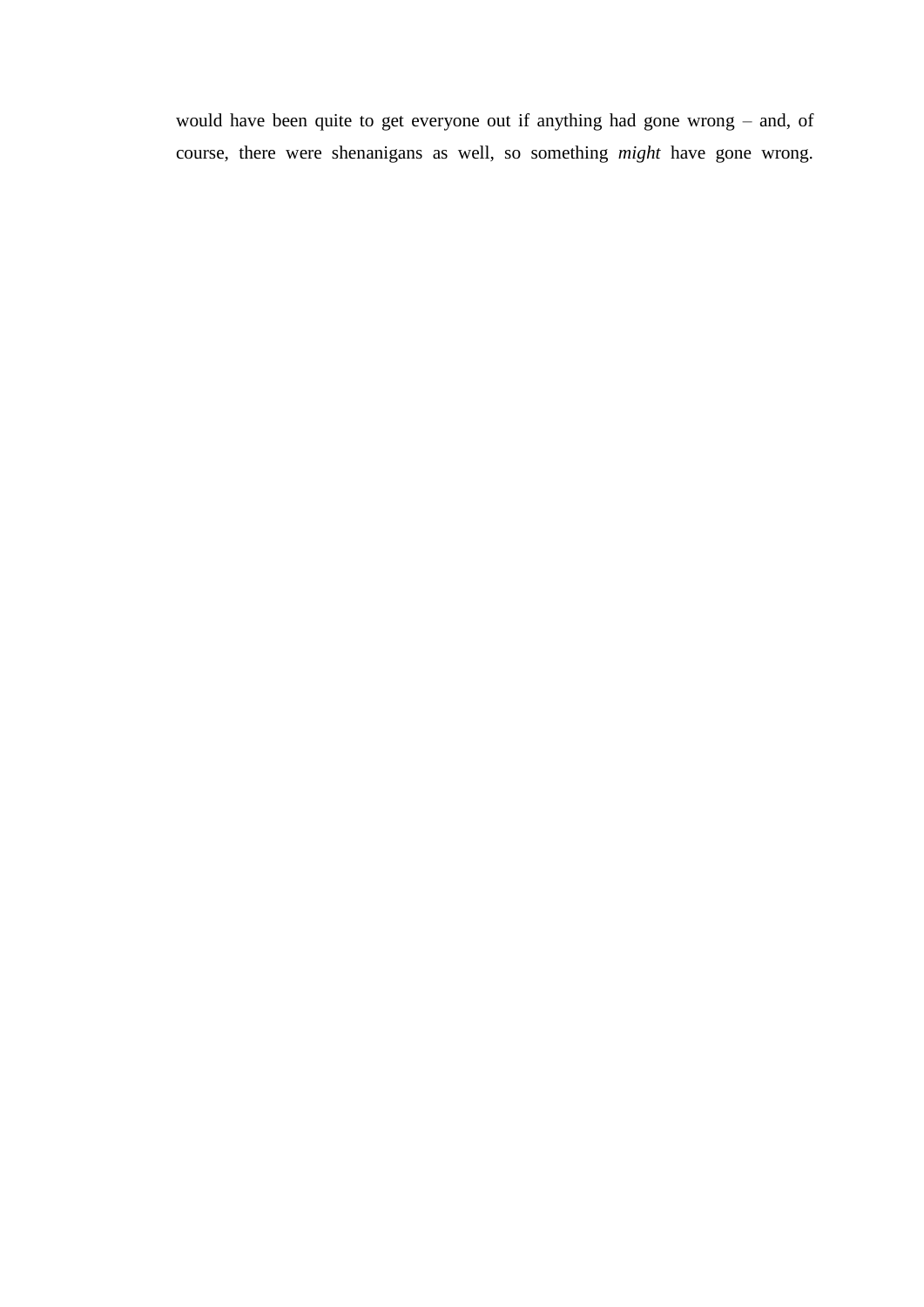would have been quite to get everyone out if anything had gone wrong – and, of course, there were shenanigans as well, so something *might* have gone wrong.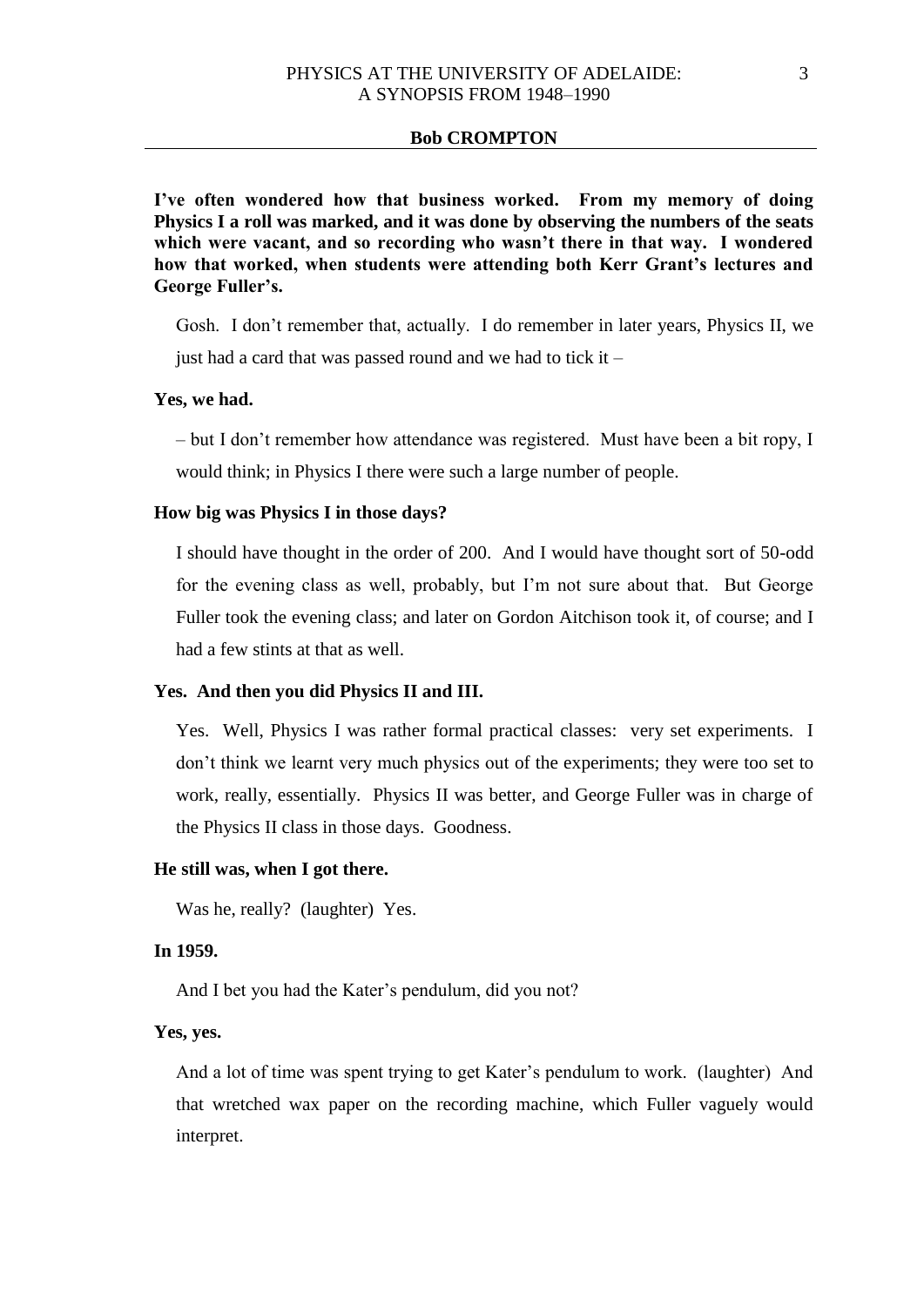**I've often wondered how that business worked. From my memory of doing Physics I a roll was marked, and it was done by observing the numbers of the seats which were vacant, and so recording who wasn't there in that way. I wondered how that worked, when students were attending both Kerr Grant's lectures and George Fuller's.**

Gosh. I don't remember that, actually. I do remember in later years, Physics II, we just had a card that was passed round and we had to tick it –

**Yes, we had.**

– but I don't remember how attendance was registered. Must have been a bit ropy, I would think; in Physics I there were such a large number of people.

**How big was Physics I in those days?**

I should have thought in the order of 200. And I would have thought sort of 50-odd for the evening class as well, probably, but I'm not sure about that. But George Fuller took the evening class; and later on Gordon Aitchison took it, of course; and I had a few stints at that as well.

**Yes. And then you did Physics II and III.**

Yes. Well, Physics I was rather formal practical classes: very set experiments. I don't think we learnt very much physics out of the experiments; they were too set to work, really, essentially. Physics II was better, and George Fuller was in charge of the Physics II class in those days. Goodness.

**He still was, when I got there.**

Was he, really? (laughter) Yes.

**In 1959.**

And I bet you had the Kater's pendulum, did you not?

**Yes, yes.**

And a lot of time was spent trying to get Kater's pendulum to work. (laughter) And that wretched wax paper on the recording machine, which Fuller vaguely would interpret.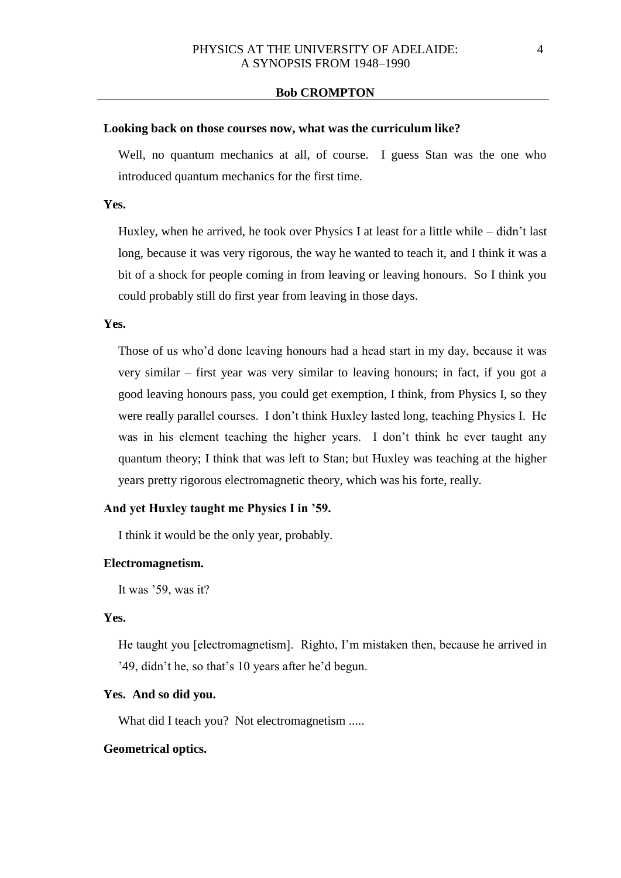**Looking back on those courses now, what was the curriculum like?**

Well, no quantum mechanics at all, of course. I guess Stan was the one who introduced quantum mechanics for the first time.

**Yes.**

Huxley, when he arrived, he took over Physics I at least for a little while – didn't last long, because it was very rigorous, the way he wanted to teach it, and I think it was a bit of a shock for people coming in from leaving or leaving honours. So I think you could probably still do first year from leaving in those days.

**Yes.**

Those of us who'd done leaving honours had a head start in my day, because it was very similar – first year was very similar to leaving honours; in fact, if you got a good leaving honours pass, you could get exemption, I think, from Physics I, so they were really parallel courses. I don't think Huxley lasted long, teaching Physics I. He was in his element teaching the higher years. I don't think he ever taught any quantum theory; I think that was left to Stan; but Huxley was teaching at the higher years pretty rigorous electromagnetic theory, which was his forte, really.

**And yet Huxley taught me Physics I in '59.**

I think it would be the only year, probably.

**Electromagnetism.**

It was '59, was it?

**Yes.**

He taught you [electromagnetism]. Righto, I'm mistaken then, because he arrived in '49, didn't he, so that's 10 years after he'd begun.

**Yes. And so did you.**

What did I teach you? Not electromagnetism .....

**Geometrical optics.**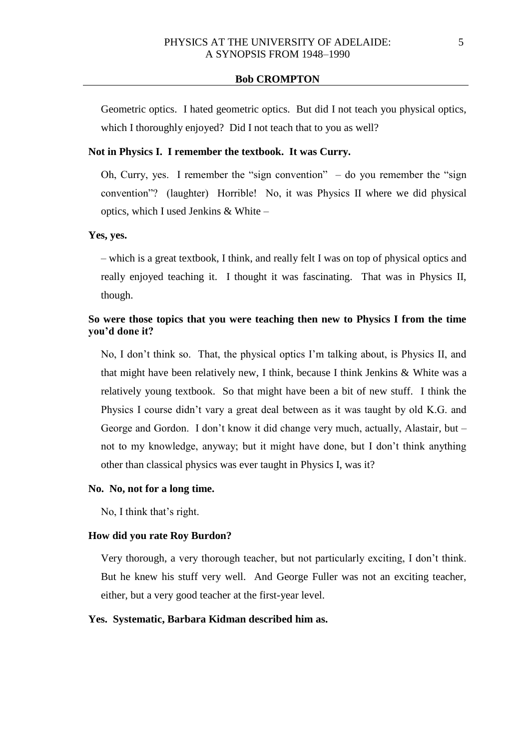Geometric optics. I hated geometric optics. But did I not teach you physical optics, which I thoroughly enjoyed? Did I not teach that to you as well?

**Not in Physics I. I remember the textbook. It was Curry.**

Oh, Curry, yes. I remember the "sign convention" – do you remember the "sign convention"? (laughter) Horrible! No, it was Physics II where we did physical optics, which I used Jenkins & White –

**Yes, yes.**

– which is a great textbook, I think, and really felt I was on top of physical optics and really enjoyed teaching it. I thought it was fascinating. That was in Physics II, though.

**So were those topics that you were teaching then new to Physics I from the time you'd done it?**

No, I don't think so. That, the physical optics I'm talking about, is Physics II, and that might have been relatively new, I think, because I think Jenkins & White was a relatively young textbook. So that might have been a bit of new stuff. I think the Physics I course didn't vary a great deal between as it was taught by old K.G. and George and Gordon. I don't know it did change very much, actually, Alastair, but – not to my knowledge, anyway; but it might have done, but I don't think anything other than classical physics was ever taught in Physics I, was it?

**No. No, not for a long time.**

No, I think that's right.

**How did you rate Roy Burdon?**

Very thorough, a very thorough teacher, but not particularly exciting, I don't think. But he knew his stuff very well. And George Fuller was not an exciting teacher, either, but a very good teacher at the first-year level.

**Yes. Systematic, Barbara Kidman described him as.**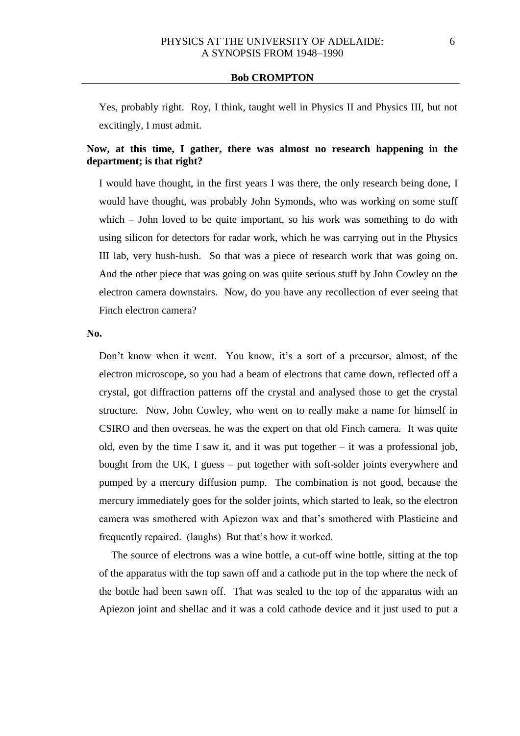Yes, probably right. Roy, I think, taught well in Physics II and Physics III, but not excitingly, I must admit.

**Now, at this time, I gather, there was almost no research happening in the department; is that right?**

I would have thought, in the first years I was there, the only research being done, I would have thought, was probably John Symonds, who was working on some stuff which – John loved to be quite important, so his work was something to do with using silicon for detectors for radar work, which he was carrying out in the Physics III lab, very hush-hush. So that was a piece of research work that was going on. And the other piece that was going on was quite serious stuff by John Cowley on the electron camera downstairs. Now, do you have any recollection of ever seeing that Finch electron camera?

**No.**

Don't know when it went. You know, it's a sort of a precursor, almost, of the electron microscope, so you had a beam of electrons that came down, reflected off a crystal, got diffraction patterns off the crystal and analysed those to get the crystal structure. Now, John Cowley, who went on to really make a name for himself in CSIRO and then overseas, he was the expert on that old Finch camera. It was quite old, even by the time I saw it, and it was put together – it was a professional job, bought from the UK, I guess – put together with soft-solder joints everywhere and pumped by a mercury diffusion pump. The combination is not good, because the mercury immediately goes for the solder joints, which started to leak, so the electron camera was smothered with Apiezon wax and that's smothered with Plasticine and frequently repaired. (laughs) But that's how it worked.

The source of electrons was a wine bottle, a cut-off wine bottle, sitting at the top of the apparatus with the top sawn off and a cathode put in the top where the neck of the bottle had been sawn off. That was sealed to the top of the apparatus with an Apiezon joint and shellac and it was a cold cathode device and it just used to put a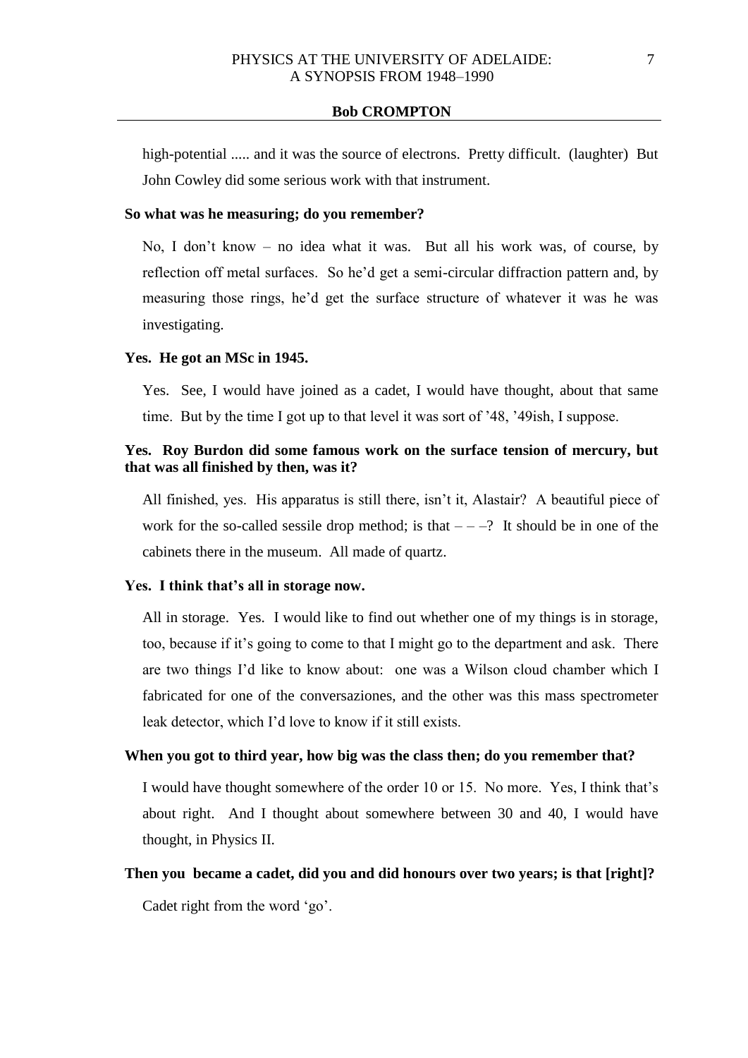high-potential ..... and it was the source of electrons. Pretty difficult. (laughter) But John Cowley did some serious work with that instrument.

**So what was he measuring; do you remember?**

No, I don't know – no idea what it was. But all his work was, of course, by reflection off metal surfaces. So he'd get a semi-circular diffraction pattern and, by measuring those rings, he'd get the surface structure of whatever it was he was investigating.

**Yes. He got an MSc in 1945.**

Yes. See, I would have joined as a cadet, I would have thought, about that same time. But by the time I got up to that level it was sort of '48, '49ish, I suppose.

**Yes. Roy Burdon did some famous work on the surface tension of mercury, but that was all finished by then, was it?**

All finished, yes. His apparatus is still there, isn't it, Alastair? A beautiful piece of work for the so-called sessile drop method; is that – – –? It should be in one of the cabinets there in the museum. All made of quartz.

**Yes. I think that's all in storage now.**

All in storage. Yes. I would like to find out whether one of my things is in storage, too, because if it's going to come to that I might go to the department and ask. There are two things I'd like to know about: one was a Wilson cloud chamber which I fabricated for one of the conversaziones, and the other was this mass spectrometer leak detector, which I'd love to know if it still exists.

**When you got to third year, how big was the class then; do you remember that?**

I would have thought somewhere of the order 10 or 15. No more. Yes, I think that's about right. And I thought about somewhere between 30 and 40, I would have thought, in Physics II.

**Then you became a cadet, did you and did honours over two years; is that [right]?**

Cadet right from the word 'go'.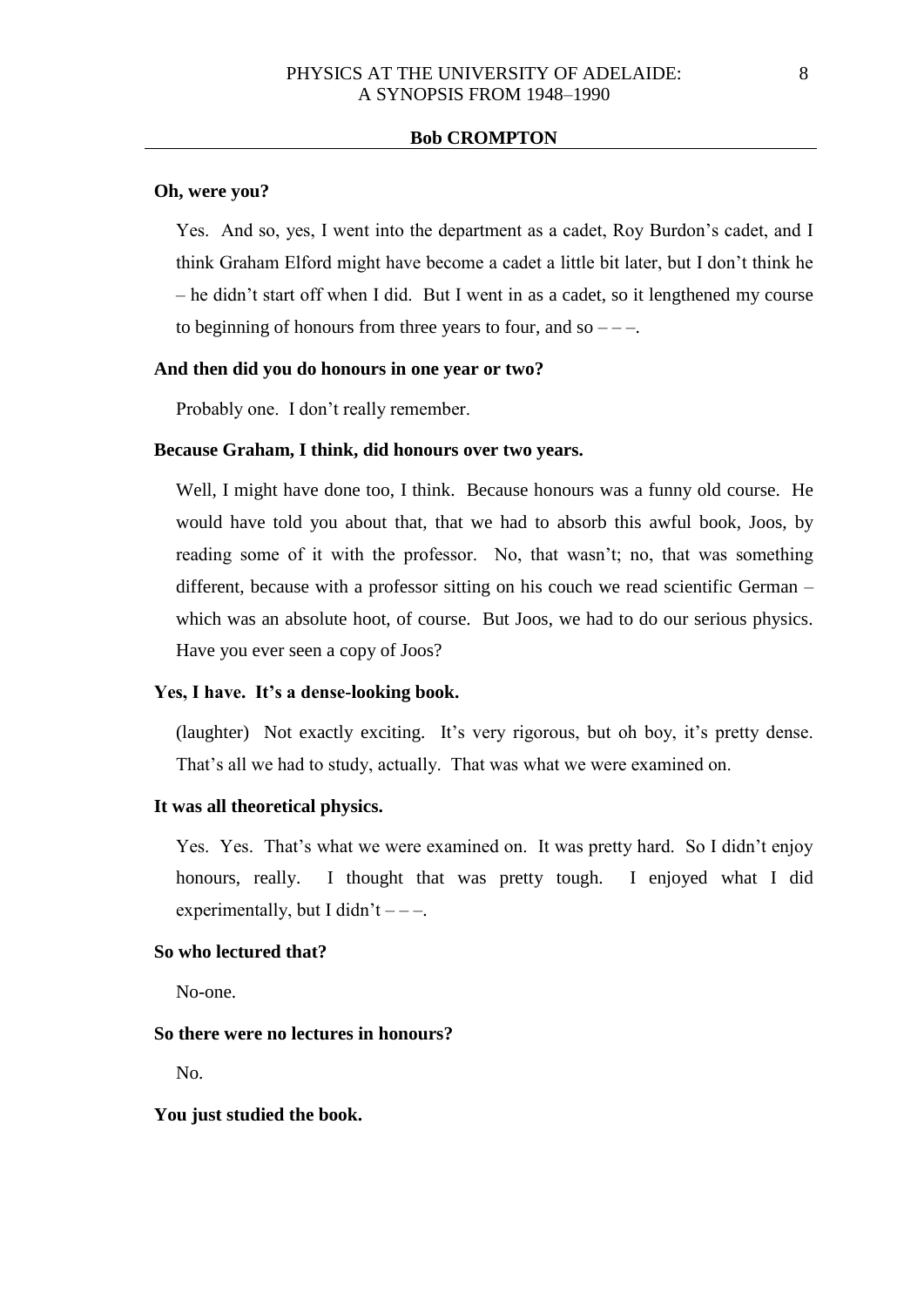**Oh, were you?**

Yes. And so, yes, I went into the department as a cadet, Roy Burdon's cadet, and I think Graham Elford might have become a cadet a little bit later, but I don't think he – he didn't start off when I did. But I went in as a cadet, so it lengthened my course to beginning of honours from three years to four, and so – – –.

**And then did you do honours in one year or two?**

Probably one. I don't really remember.

**Because Graham, I think, did honours over two years.**

Well, I might have done too, I think. Because honours was a funny old course. He would have told you about that, that we had to absorb this awful book, Joos, by reading some of it with the professor. No, that wasn't; no, that was something different, because with a professor sitting on his couch we read scientific German – which was an absolute hoot, of course. But Joos, we had to do our serious physics. Have you ever seen a copy of Joos?

**Yes, I have. It's a dense-looking book.**

(laughter) Not exactly exciting. It's very rigorous, but oh boy, it's pretty dense. That's all we had to study, actually. That was what we were examined on.

**It was all theoretical physics.**

Yes. Yes. That's what we were examined on. It was pretty hard. So I didn't enjoy honours, really. I thought that was pretty tough. I enjoyed what I did experimentally, but I didn't – – –.

**So who lectured that?**

No-one.

**So there were no lectures in honours?**

No.

**You just studied the book.**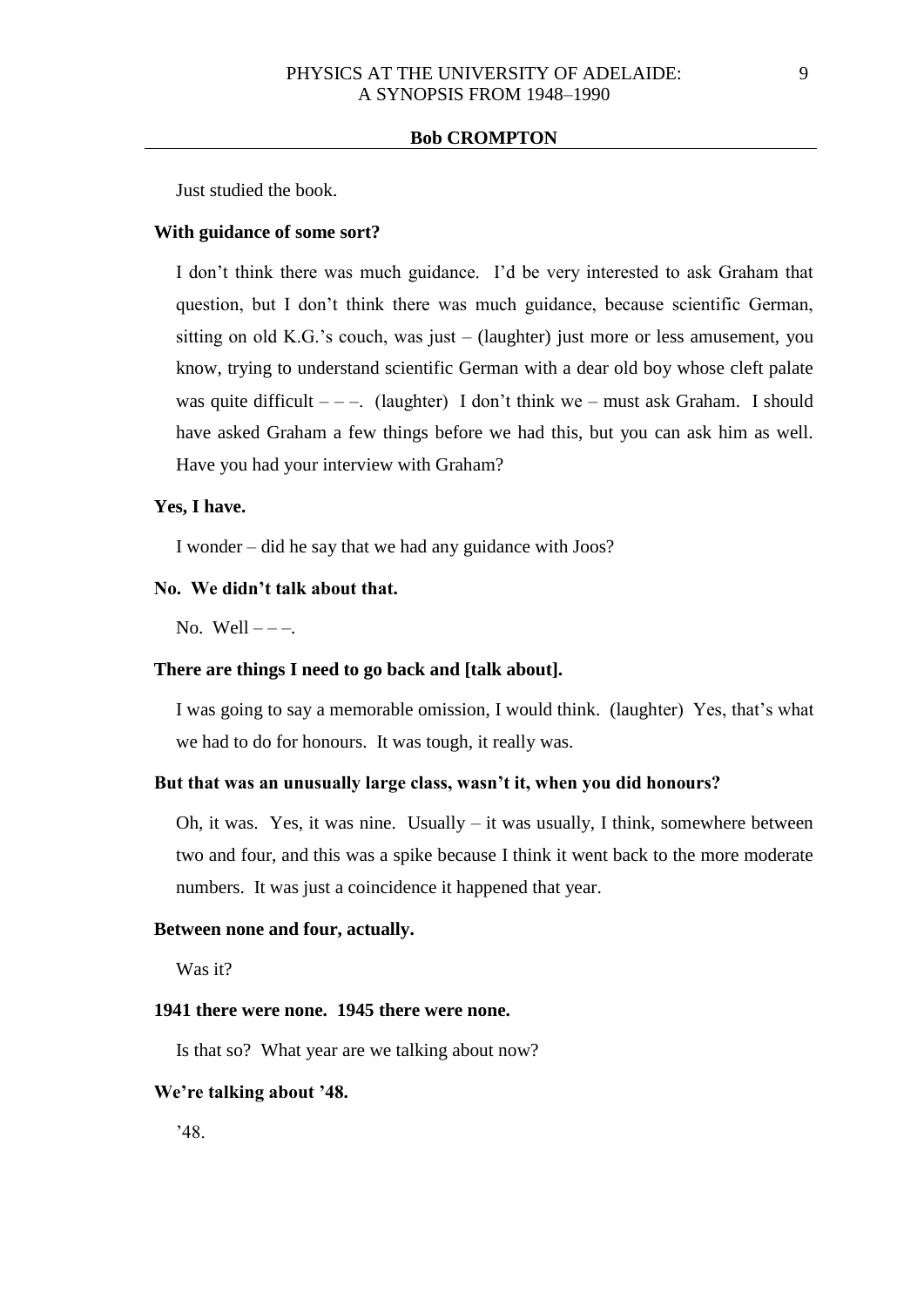Just studied the book.

**With guidance of some sort?**

I don't think there was much guidance. I'd be very interested to ask Graham that question, but I don't think there was much guidance, because scientific German, sitting on old K.G.'s couch, was just – (laughter) just more or less amusement, you know, trying to understand scientific German with a dear old boy whose cleft palate was quite difficult – – –. (laughter) I don't think we – must ask Graham. I should have asked Graham a few things before we had this, but you can ask him as well. Have you had your interview with Graham?

**Yes, I have.**

I wonder – did he say that we had any guidance with Joos?

**No. We didn't talk about that.**

No. Well – – –.

**There are things I need to go back and [talk about].**

I was going to say a memorable omission, I would think. (laughter) Yes, that's what we had to do for honours. It was tough, it really was.

**But that was an unusually large class, wasn't it, when you did honours?**

Oh, it was. Yes, it was nine. Usually – it was usually, I think, somewhere between two and four, and this was a spike because I think it went back to the more moderate numbers. It was just a coincidence it happened that year.

**Between none and four, actually.**

Was it?

**1941 there were none. 1945 there were none.**

Is that so? What year are we talking about now?

**We're talking about '48.**

'48.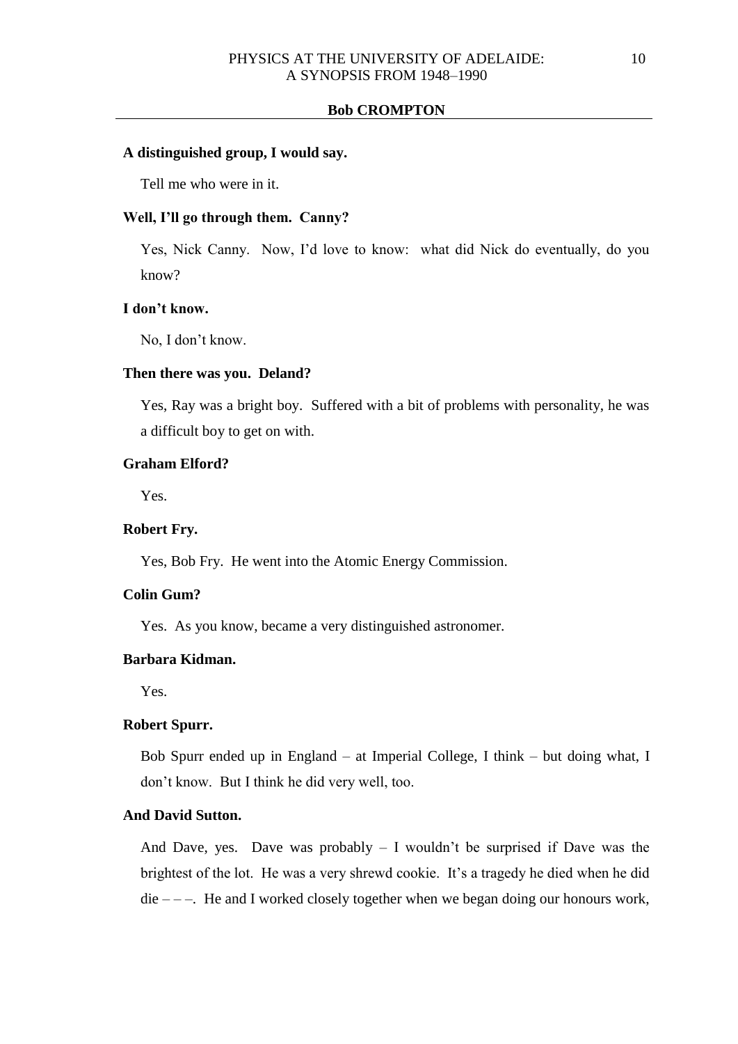**A distinguished group, I would say.**

Tell me who were in it.

**Well, I'll go through them. Canny?**

Yes, Nick Canny. Now, I'd love to know: what did Nick do eventually, do you know?

**I don't know.**

No, I don't know.

**Then there was you. Deland?**

Yes, Ray was a bright boy. Suffered with a bit of problems with personality, he was a difficult boy to get on with.

**Graham Elford?**

Yes.

**Robert Fry.**

Yes, Bob Fry. He went into the Atomic Energy Commission.

**Colin Gum?**

Yes. As you know, became a very distinguished astronomer.

**Barbara Kidman.**

Yes.

**Robert Spurr.**

Bob Spurr ended up in England – at Imperial College, I think – but doing what, I don't know. But I think he did very well, too.

**And David Sutton.**

And Dave, yes. Dave was probably – I wouldn't be surprised if Dave was the brightest of the lot. He was a very shrewd cookie. It's a tragedy he died when he did die – – –. He and I worked closely together when we began doing our honours work,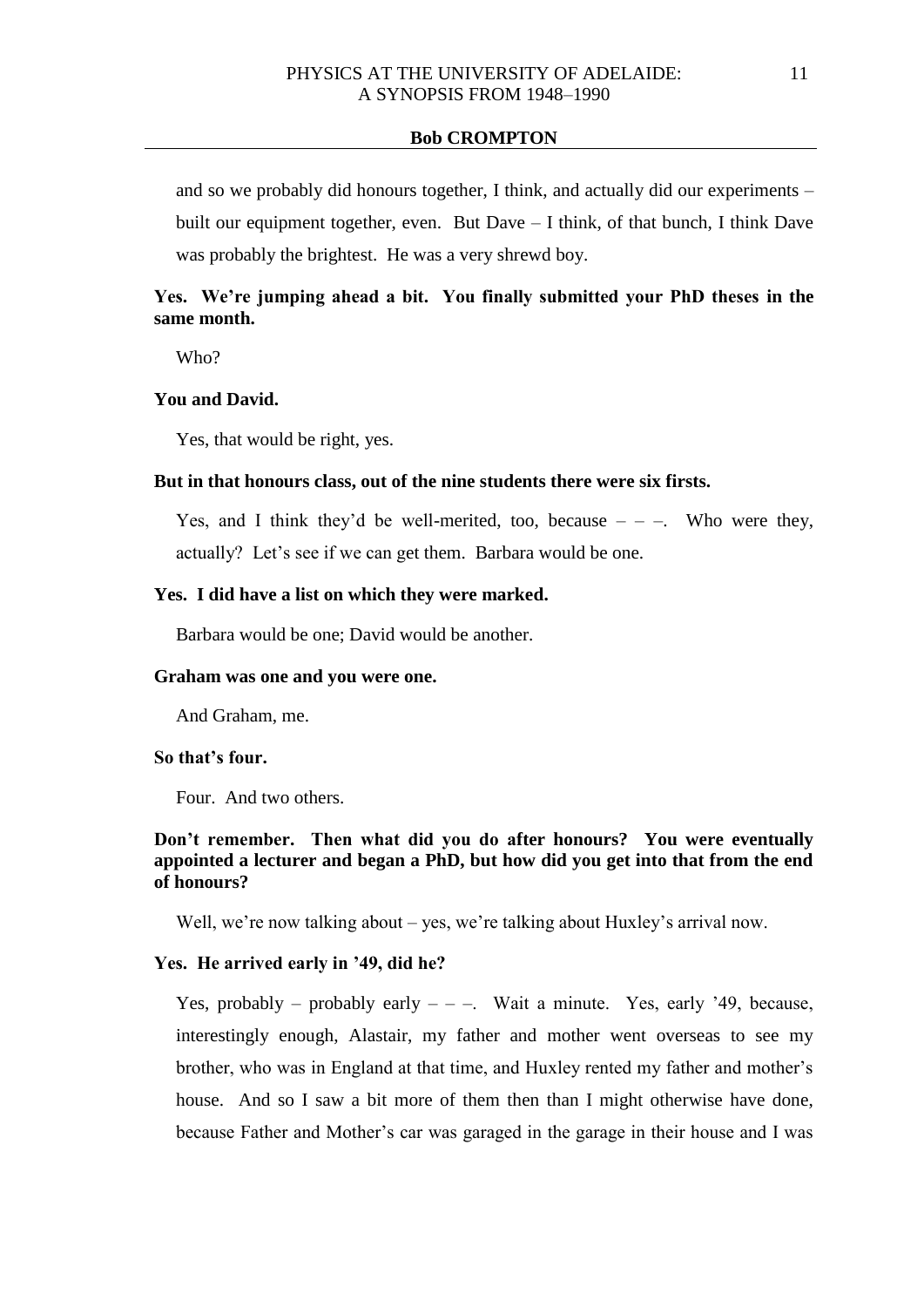and so we probably did honours together, I think, and actually did our experiments – built our equipment together, even. But Dave – I think, of that bunch, I think Dave was probably the brightest. He was a very shrewd boy.

**Yes. We're jumping ahead a bit. You finally submitted your PhD theses in the same month.**

Who?

**You and David.**

Yes, that would be right, yes.

**But in that honours class, out of the nine students there were six firsts.**

Yes, and I think they'd be well-merited, too, because – – –. Who were they, actually? Let's see if we can get them. Barbara would be one.

**Yes. I did have a list on which they were marked.**

Barbara would be one; David would be another.

**Graham was one and you were one.**

And Graham, me.

**So that's four.**

Four. And two others.

**Don't remember. Then what did you do after honours? You were eventually appointed a lecturer and began a PhD, but how did you get into that from the end of honours?**

Well, we're now talking about – yes, we're talking about Huxley's arrival now.

**Yes. He arrived early in '49, did he?**

Yes, probably – probably early – – –. Wait a minute. Yes, early '49, because, interestingly enough, Alastair, my father and mother went overseas to see my brother, who was in England at that time, and Huxley rented my father and mother's house. And so I saw a bit more of them then than I might otherwise have done, because Father and Mother's car was garaged in the garage in their house and I was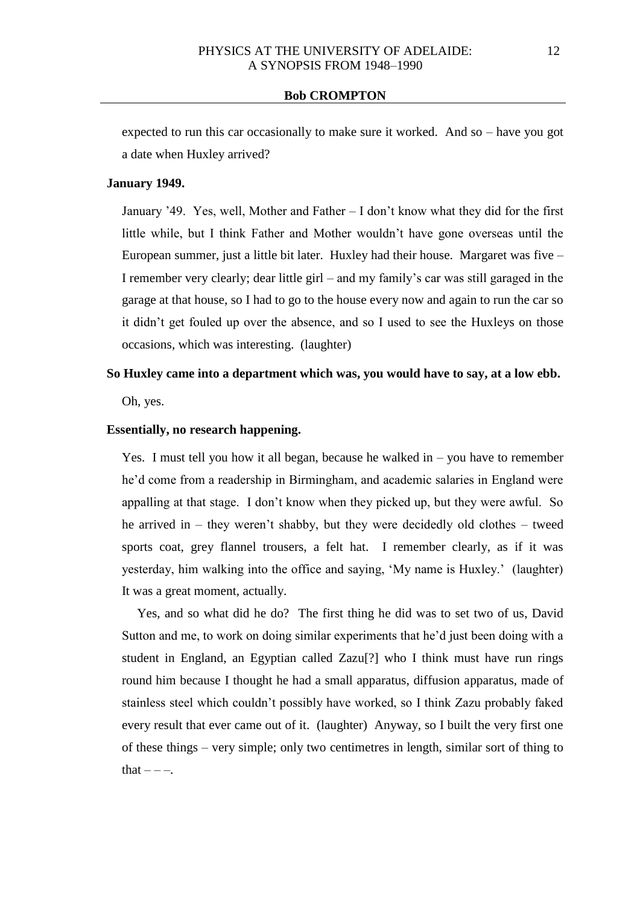expected to run this car occasionally to make sure it worked. And so – have you got a date when Huxley arrived?

**January 1949.**

January '49. Yes, well, Mother and Father – I don't know what they did for the first little while, but I think Father and Mother wouldn't have gone overseas until the European summer, just a little bit later. Huxley had their house. Margaret was five – I remember very clearly; dear little girl – and my family's car was still garaged in the garage at that house, so I had to go to the house every now and again to run the car so it didn't get fouled up over the absence, and so I used to see the Huxleys on those occasions, which was interesting. (laughter)

**So Huxley came into a department which was, you would have to say, at a low ebb.**

Oh, yes.

**Essentially, no research happening.**

Yes. I must tell you how it all began, because he walked in – you have to remember he'd come from a readership in Birmingham, and academic salaries in England were appalling at that stage. I don't know when they picked up, but they were awful. So he arrived in – they weren't shabby, but they were decidedly old clothes – tweed sports coat, grey flannel trousers, a felt hat. I remember clearly, as if it was yesterday, him walking into the office and saying, 'My name is Huxley.' (laughter) It was a great moment, actually.

Yes, and so what did he do? The first thing he did was to set two of us, David Sutton and me, to work on doing similar experiments that he'd just been doing with a student in England, an Egyptian called Zazu[?] who I think must have run rings round him because I thought he had a small apparatus, diffusion apparatus, made of stainless steel which couldn't possibly have worked, so I think Zazu probably faked every result that ever came out of it. (laughter) Anyway, so I built the very first one of these things – very simple; only two centimetres in length, similar sort of thing to that – – –.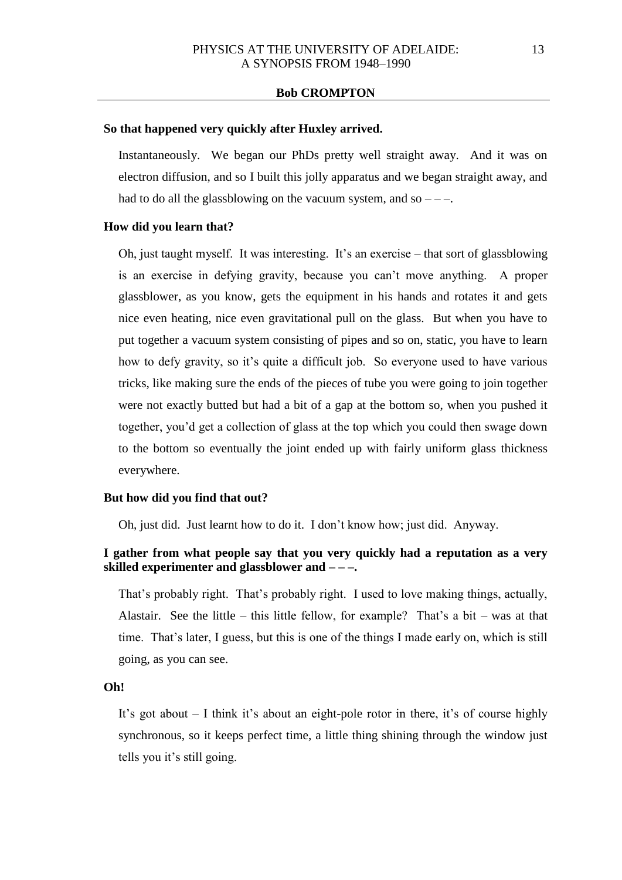**So that happened very quickly after Huxley arrived.**

Instantaneously. We began our PhDs pretty well straight away. And it was on electron diffusion, and so I built this jolly apparatus and we began straight away, and had to do all the glassblowing on the vacuum system, and so – – –.

**How did you learn that?**

Oh, just taught myself. It was interesting. It's an exercise – that sort of glassblowing is an exercise in defying gravity, because you can't move anything. A proper glassblower, as you know, gets the equipment in his hands and rotates it and gets nice even heating, nice even gravitational pull on the glass. But when you have to put together a vacuum system consisting of pipes and so on, static, you have to learn how to defy gravity, so it's quite a difficult job. So everyone used to have various tricks, like making sure the ends of the pieces of tube you were going to join together were not exactly butted but had a bit of a gap at the bottom so, when you pushed it together, you'd get a collection of glass at the top which you could then swage down to the bottom so eventually the joint ended up with fairly uniform glass thickness everywhere.

**But how did you find that out?**

Oh, just did. Just learnt how to do it. I don't know how; just did. Anyway.

**I gather from what people say that you very quickly had a reputation as a very skilled experimenter and glassblower and – – –.**

That's probably right. That's probably right. I used to love making things, actually, Alastair. See the little – this little fellow, for example? That's a bit – was at that time. That's later, I guess, but this is one of the things I made early on, which is still going, as you can see.

**Oh!**

It's got about – I think it's about an eight-pole rotor in there, it's of course highly synchronous, so it keeps perfect time, a little thing shining through the window just tells you it's still going.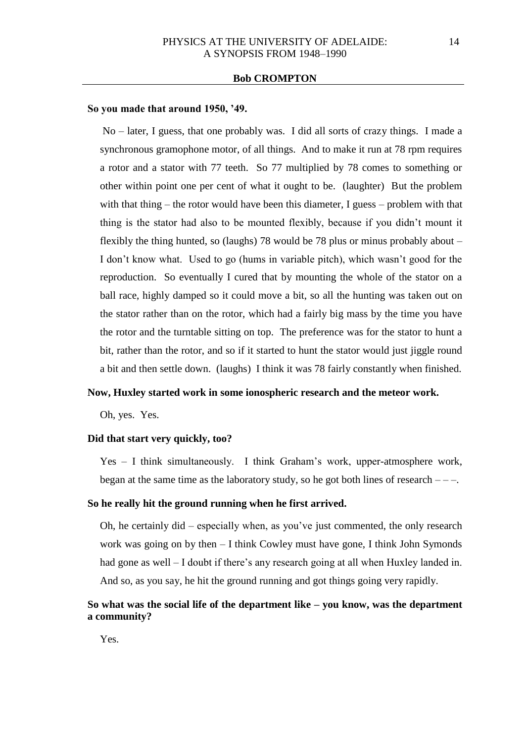**So you made that around 1950, '49.**

No – later, I guess, that one probably was. I did all sorts of crazy things. I made a synchronous gramophone motor, of all things. And to make it run at 78 rpm requires a rotor and a stator with 77 teeth. So 77 multiplied by 78 comes to something or other within point one per cent of what it ought to be. (laughter) But the problem with that thing – the rotor would have been this diameter, I guess – problem with that thing is the stator had also to be mounted flexibly, because if you didn't mount it flexibly the thing hunted, so (laughs) 78 would be 78 plus or minus probably about – I don't know what. Used to go (hums in variable pitch), which wasn't good for the reproduction. So eventually I cured that by mounting the whole of the stator on a ball race, highly damped so it could move a bit, so all the hunting was taken out on the stator rather than on the rotor, which had a fairly big mass by the time you have the rotor and the turntable sitting on top. The preference was for the stator to hunt a bit, rather than the rotor, and so if it started to hunt the stator would just jiggle round a bit and then settle down. (laughs) I think it was 78 fairly constantly when finished.

**Now, Huxley started work in some ionospheric research and the meteor work.**

Oh, yes. Yes.

**Did that start very quickly, too?**

Yes – I think simultaneously. I think Graham's work, upper-atmosphere work, began at the same time as the laboratory study, so he got both lines of research – – –.

**So he really hit the ground running when he first arrived.**

Oh, he certainly did – especially when, as you've just commented, the only research work was going on by then – I think Cowley must have gone, I think John Symonds had gone as well – I doubt if there's any research going at all when Huxley landed in. And so, as you say, he hit the ground running and got things going very rapidly.

**So what was the social life of the department like – you know, was the department a community?**

Yes.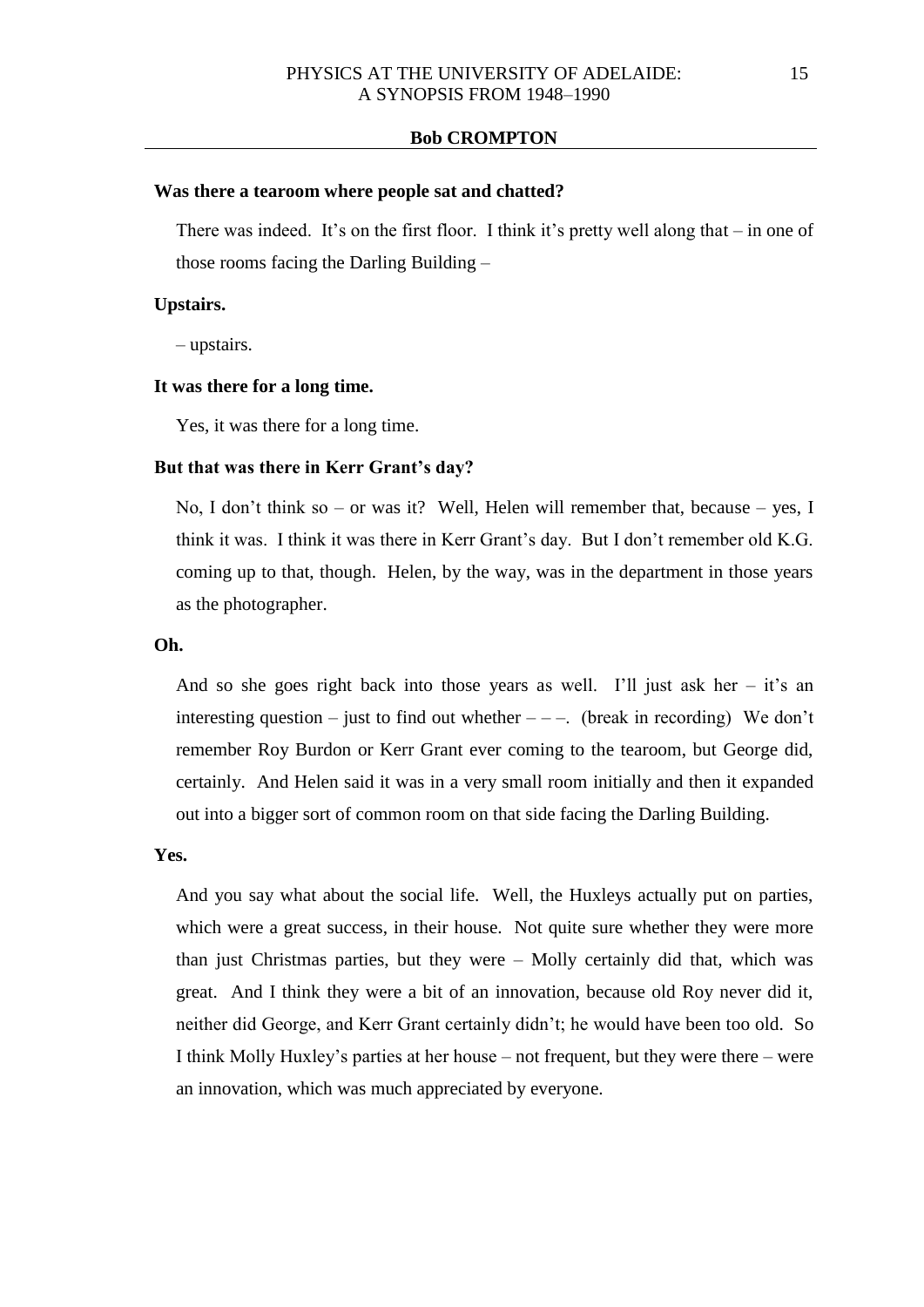**Bob CROMPTON**

**Was there a tearoom where people sat and chatted?**

There was indeed. It's on the first floor. I think it's pretty well along that – in one of those rooms facing the Darling Building –

**Upstairs.**

– upstairs.

**It was there for a long time.**

Yes, it was there for a long time.

**But that was there in Kerr Grant's day?**

No, I don't think so – or was it? Well, Helen will remember that, because – yes, I think it was. I think it was there in Kerr Grant's day. But I don't remember old K.G. coming up to that, though. Helen, by the way, was in the department in those years as the photographer.

**Oh.**

And so she goes right back into those years as well. I'll just ask her – it's an interesting question – just to find out whether – – –. (break in recording) We don't remember Roy Burdon or Kerr Grant ever coming to the tearoom, but George did, certainly. And Helen said it was in a very small room initially and then it expanded out into a bigger sort of common room on that side facing the Darling Building.

**Yes.**

And you say what about the social life. Well, the Huxleys actually put on parties, which were a great success, in their house. Not quite sure whether they were more than just Christmas parties, but they were – Molly certainly did that, which was great. And I think they were a bit of an innovation, because old Roy never did it, neither did George, and Kerr Grant certainly didn't; he would have been too old. So I think Molly Huxley's parties at her house – not frequent, but they were there – were an innovation, which was much appreciated by everyone.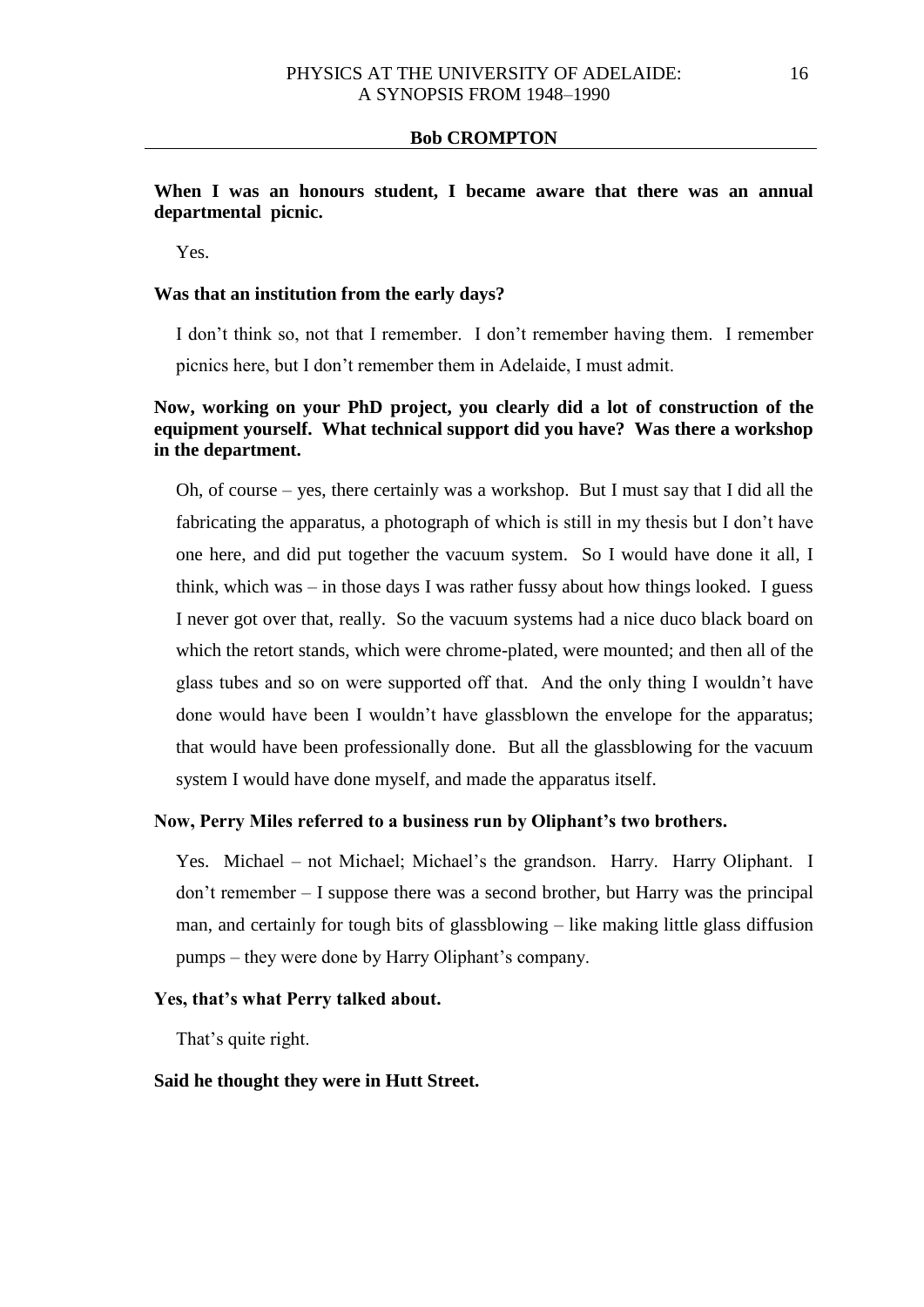**When I was an honours student, I became aware that there was an annual departmental picnic.**

Yes.

**Was that an institution from the early days?**

I don't think so, not that I remember. I don't remember having them. I remember picnics here, but I don't remember them in Adelaide, I must admit.

**Now, working on your PhD project, you clearly did a lot of construction of the equipment yourself. What technical support did you have? Was there a workshop in the department.**

Oh, of course – yes, there certainly was a workshop. But I must say that I did all the fabricating the apparatus, a photograph of which is still in my thesis but I don't have one here, and did put together the vacuum system. So I would have done it all, I think, which was – in those days I was rather fussy about how things looked. I guess I never got over that, really. So the vacuum systems had a nice duco black board on which the retort stands, which were chrome-plated, were mounted; and then all of the glass tubes and so on were supported off that. And the only thing I wouldn't have done would have been I wouldn't have glassblown the envelope for the apparatus; that would have been professionally done. But all the glassblowing for the vacuum system I would have done myself, and made the apparatus itself.

**Now, Perry Miles referred to a business run by Oliphant's two brothers.**

Yes. Michael – not Michael; Michael's the grandson. Harry. Harry Oliphant. I don't remember – I suppose there was a second brother, but Harry was the principal man, and certainly for tough bits of glassblowing – like making little glass diffusion pumps – they were done by Harry Oliphant's company.

**Yes, that's what Perry talked about.**

That's quite right.

**Said he thought they were in Hutt Street.**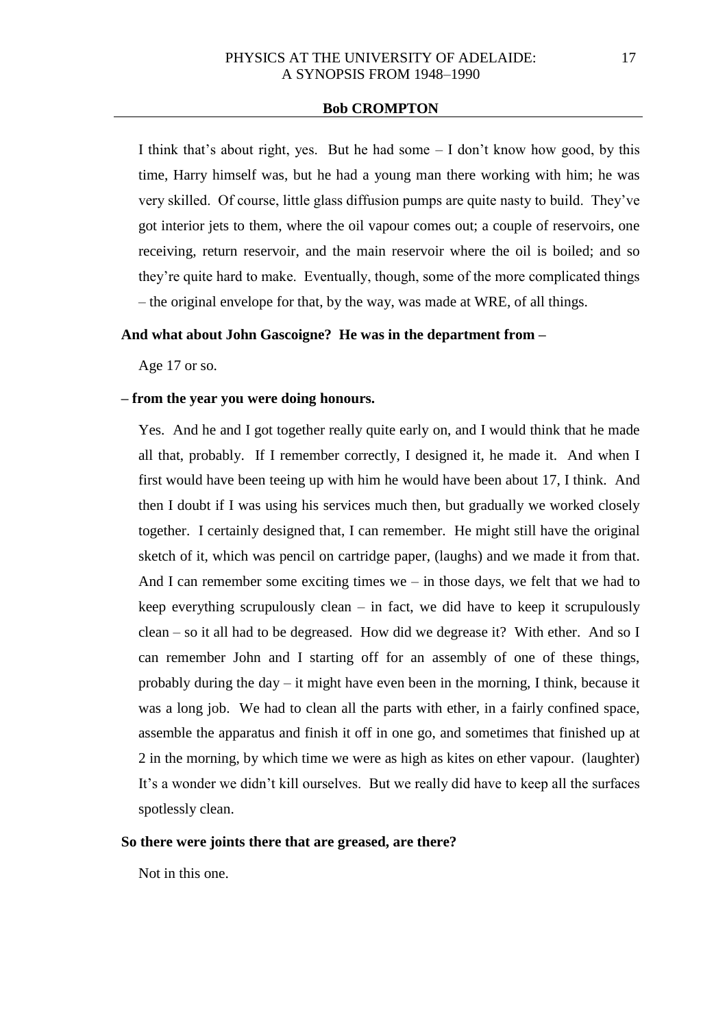I think that's about right, yes. But he had some – I don't know how good, by this time, Harry himself was, but he had a young man there working with him; he was very skilled. Of course, little glass diffusion pumps are quite nasty to build. They've got interior jets to them, where the oil vapour comes out; a couple of reservoirs, one receiving, return reservoir, and the main reservoir where the oil is boiled; and so they're quite hard to make. Eventually, though, some of the more complicated things – the original envelope for that, by the way, was made at WRE, of all things.

**And what about John Gascoigne? He was in the department from –**

Age 17 or so.

**– from the year you were doing honours.**

Yes. And he and I got together really quite early on, and I would think that he made all that, probably. If I remember correctly, I designed it, he made it. And when I first would have been teeing up with him he would have been about 17, I think. And then I doubt if I was using his services much then, but gradually we worked closely together. I certainly designed that, I can remember. He might still have the original sketch of it, which was pencil on cartridge paper, (laughs) and we made it from that. And I can remember some exciting times we – in those days, we felt that we had to keep everything scrupulously clean – in fact, we did have to keep it scrupulously clean – so it all had to be degreased. How did we degrease it? With ether. And so I can remember John and I starting off for an assembly of one of these things, probably during the day – it might have even been in the morning, I think, because it was a long job. We had to clean all the parts with ether, in a fairly confined space, assemble the apparatus and finish it off in one go, and sometimes that finished up at 2 in the morning, by which time we were as high as kites on ether vapour. (laughter) It's a wonder we didn't kill ourselves. But we really did have to keep all the surfaces spotlessly clean.

**So there were joints there that are greased, are there?**

Not in this one.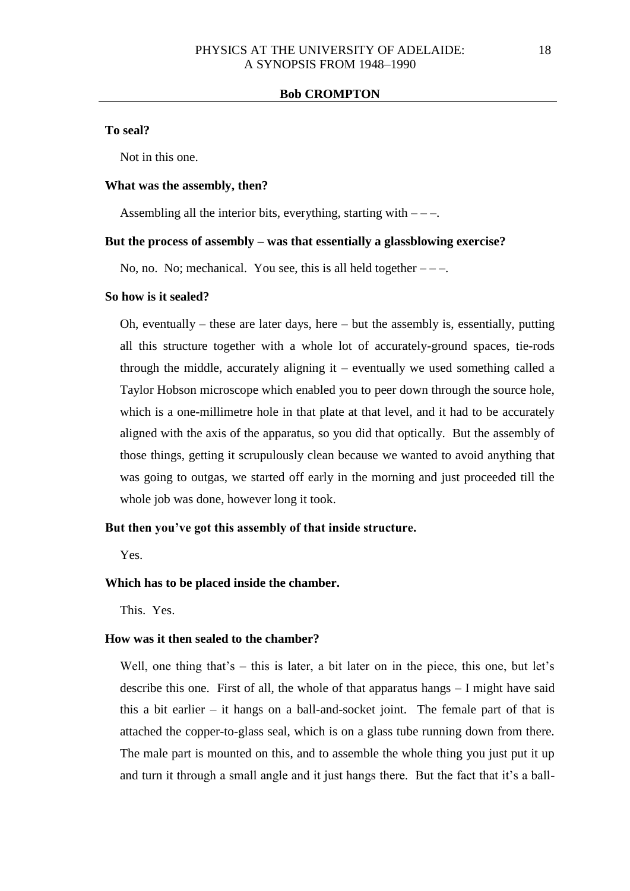**To seal?**

Not in this one.

**What was the assembly, then?**

Assembling all the interior bits, everything, starting with – – –.

**But the process of assembly – was that essentially a glassblowing exercise?**

No, no. No; mechanical. You see, this is all held together – – –.

**So how is it sealed?**

Oh, eventually – these are later days, here – but the assembly is, essentially, putting all this structure together with a whole lot of accurately-ground spaces, tie-rods through the middle, accurately aligning it – eventually we used something called a Taylor Hobson microscope which enabled you to peer down through the source hole, which is a one-millimetre hole in that plate at that level, and it had to be accurately aligned with the axis of the apparatus, so you did that optically. But the assembly of those things, getting it scrupulously clean because we wanted to avoid anything that was going to outgas, we started off early in the morning and just proceeded till the whole job was done, however long it took.

**But then you've got this assembly of that inside structure.**

Yes.

**Which has to be placed inside the chamber.**

This. Yes.

**How was it then sealed to the chamber?**

Well, one thing that's – this is later, a bit later on in the piece, this one, but let's describe this one. First of all, the whole of that apparatus hangs – I might have said this a bit earlier – it hangs on a ball-and-socket joint. The female part of that is attached the copper-to-glass seal, which is on a glass tube running down from there. The male part is mounted on this, and to assemble the whole thing you just put it up and turn it through a small angle and it just hangs there. But the fact that it's a ball-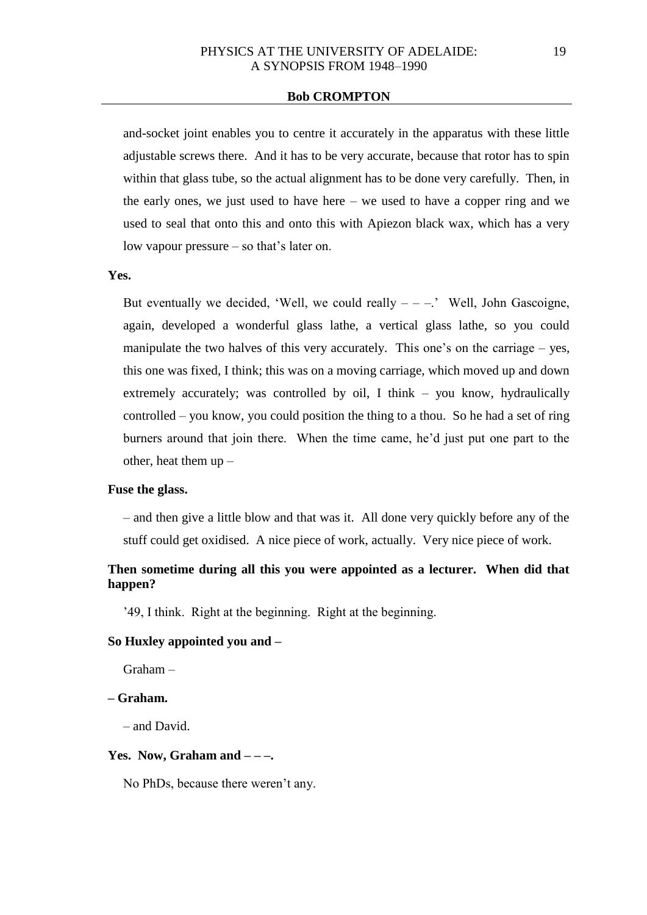and-socket joint enables you to centre it accurately in the apparatus with these little adjustable screws there. And it has to be very accurate, because that rotor has to spin within that glass tube, so the actual alignment has to be done very carefully. Then, in the early ones, we just used to have here – we used to have a copper ring and we used to seal that onto this and onto this with Apiezon black wax, which has a very low vapour pressure – so that's later on.

**Yes.**

But eventually we decided, 'Well, we could really – – –.' Well, John Gascoigne, again, developed a wonderful glass lathe, a vertical glass lathe, so you could manipulate the two halves of this very accurately. This one's on the carriage – yes, this one was fixed, I think; this was on a moving carriage, which moved up and down extremely accurately; was controlled by oil, I think – you know, hydraulically controlled – you know, you could position the thing to a thou. So he had a set of ring burners around that join there. When the time came, he'd just put one part to the other, heat them up –

**Fuse the glass.**

– and then give a little blow and that was it. All done very quickly before any of the stuff could get oxidised. A nice piece of work, actually. Very nice piece of work.

**Then sometime during all this you were appointed as a lecturer. When did that happen?**

'49, I think. Right at the beginning. Right at the beginning.

**So Huxley appointed you and –**

Graham –

**– Graham.**

– and David.

**Yes. Now, Graham and – – –.**

No PhDs, because there weren't any.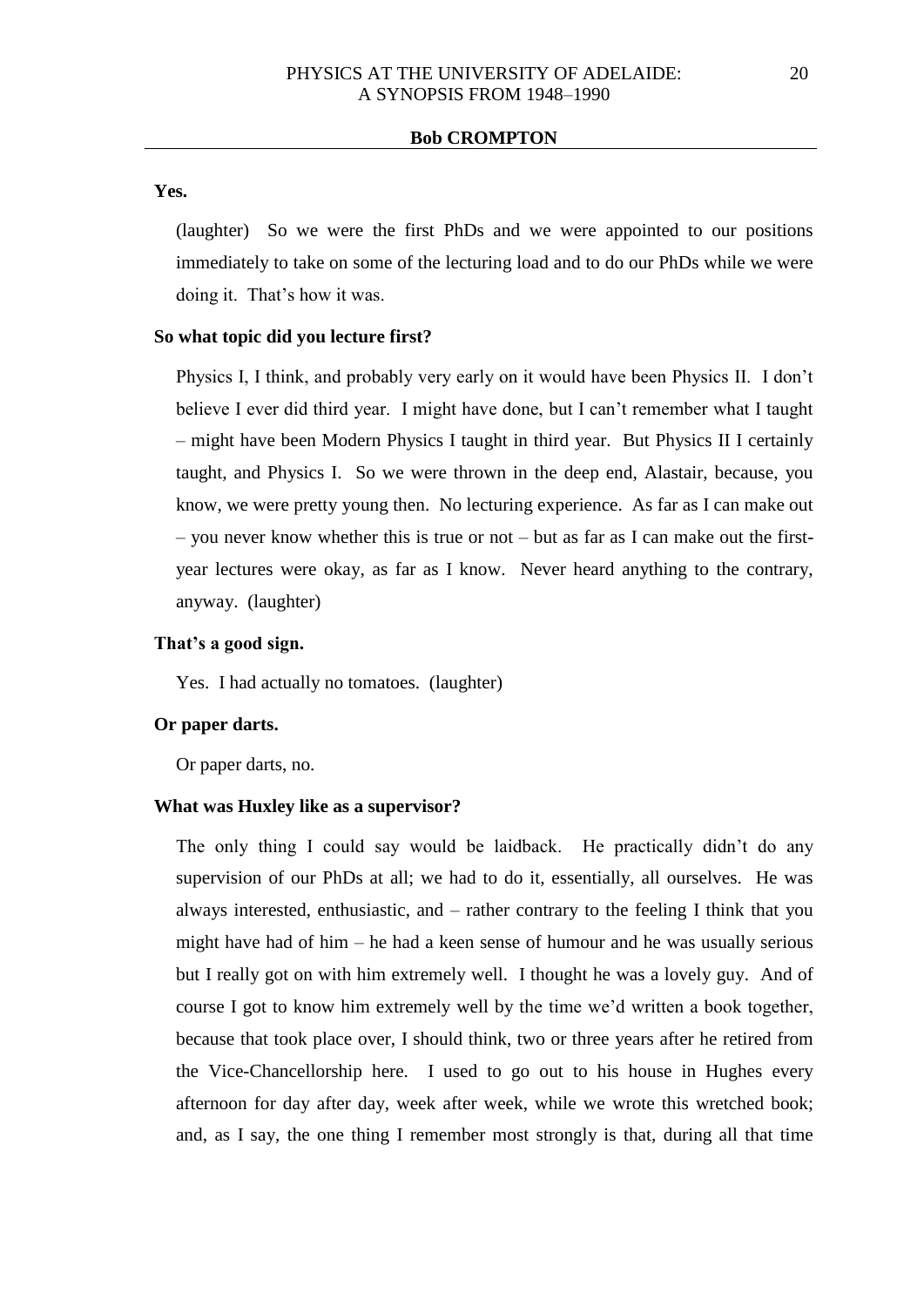**Yes.**

(laughter) So we were the first PhDs and we were appointed to our positions immediately to take on some of the lecturing load and to do our PhDs while we were doing it. That's how it was.

**So what topic did you lecture first?**

Physics I, I think, and probably very early on it would have been Physics II. I don't believe I ever did third year. I might have done, but I can't remember what I taught – might have been Modern Physics I taught in third year. But Physics II I certainly taught, and Physics I. So we were thrown in the deep end, Alastair, because, you know, we were pretty young then. No lecturing experience. As far as I can make out – you never know whether this is true or not – but as far as I can make out the first-year lectures were okay, as far as I know. Never heard anything to the contrary, anyway. (laughter)

**That's a good sign.**

Yes. I had actually no tomatoes. (laughter)

**Or paper darts.**

Or paper darts, no.

**What was Huxley like as a supervisor?**

The only thing I could say would be laidback. He practically didn't do any supervision of our PhDs at all; we had to do it, essentially, all ourselves. He was always interested, enthusiastic, and – rather contrary to the feeling I think that you might have had of him – he had a keen sense of humour and he was usually serious but I really got on with him extremely well. I thought he was a lovely guy. And of course I got to know him extremely well by the time we'd written a book together, because that took place over, I should think, two or three years after he retired from the Vice-Chancellorship here. I used to go out to his house in Hughes every afternoon for day after day, week after week, while we wrote this wretched book; and, as I say, the one thing I remember most strongly is that, during all that time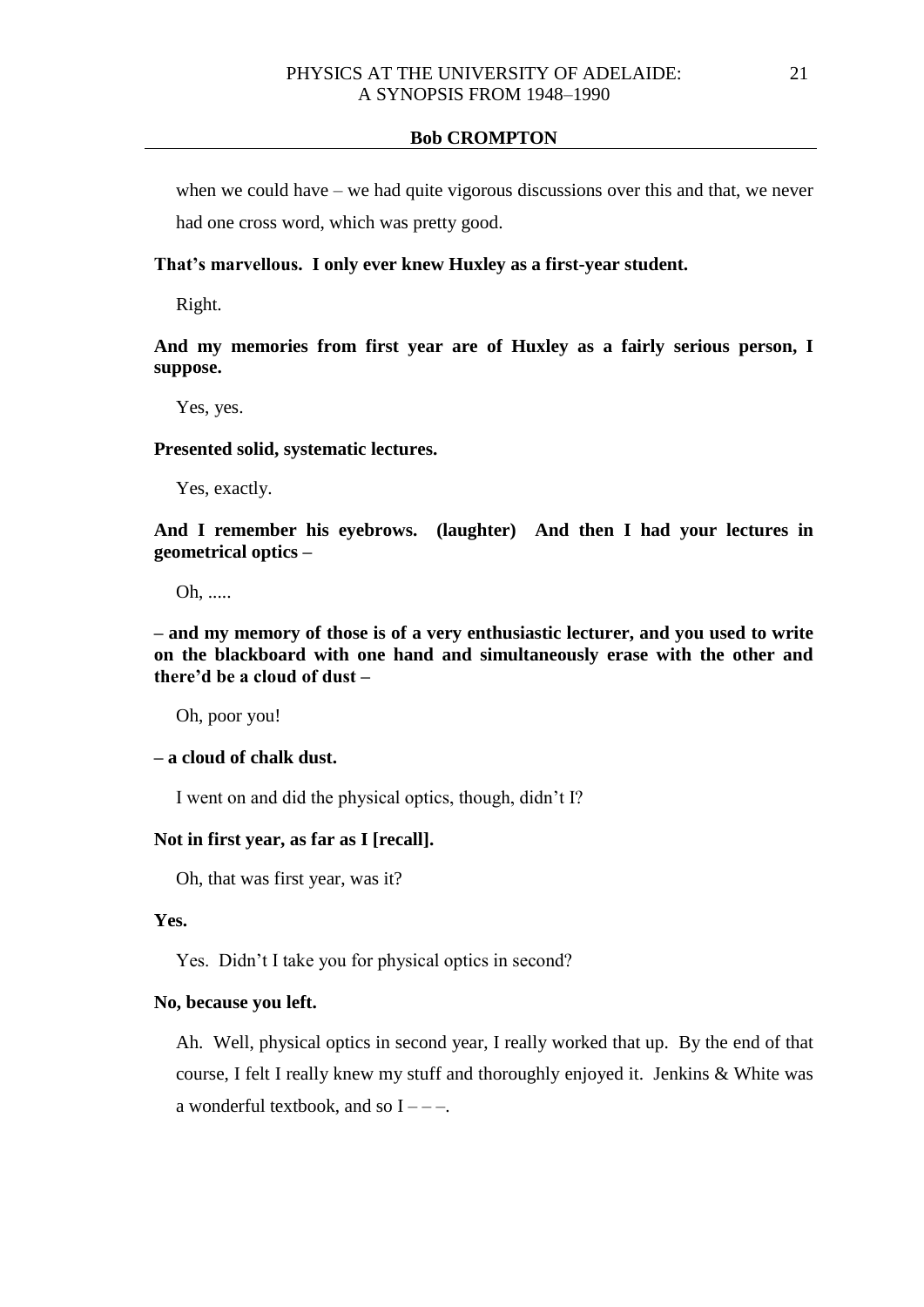when we could have – we had quite vigorous discussions over this and that, we never had one cross word, which was pretty good.

**That's marvellous. I only ever knew Huxley as a first-year student.**

Right.

**And my memories from first year are of Huxley as a fairly serious person, I suppose.**

Yes, yes.

**Presented solid, systematic lectures.**

Yes, exactly.

**And I remember his eyebrows. (laughter) And then I had your lectures in geometrical optics –**

Oh, .....

**– and my memory of those is of a very enthusiastic lecturer, and you used to write on the blackboard with one hand and simultaneously erase with the other and there'd be a cloud of dust –**

Oh, poor you!

**– a cloud of chalk dust.**

I went on and did the physical optics, though, didn't I?

**Not in first year, as far as I [recall].**

Oh, that was first year, was it?

**Yes.**

Yes. Didn't I take you for physical optics in second?

**No, because you left.**

Ah. Well, physical optics in second year, I really worked that up. By the end of that course, I felt I really knew my stuff and thoroughly enjoyed it. Jenkins & White was a wonderful textbook, and so I – – –.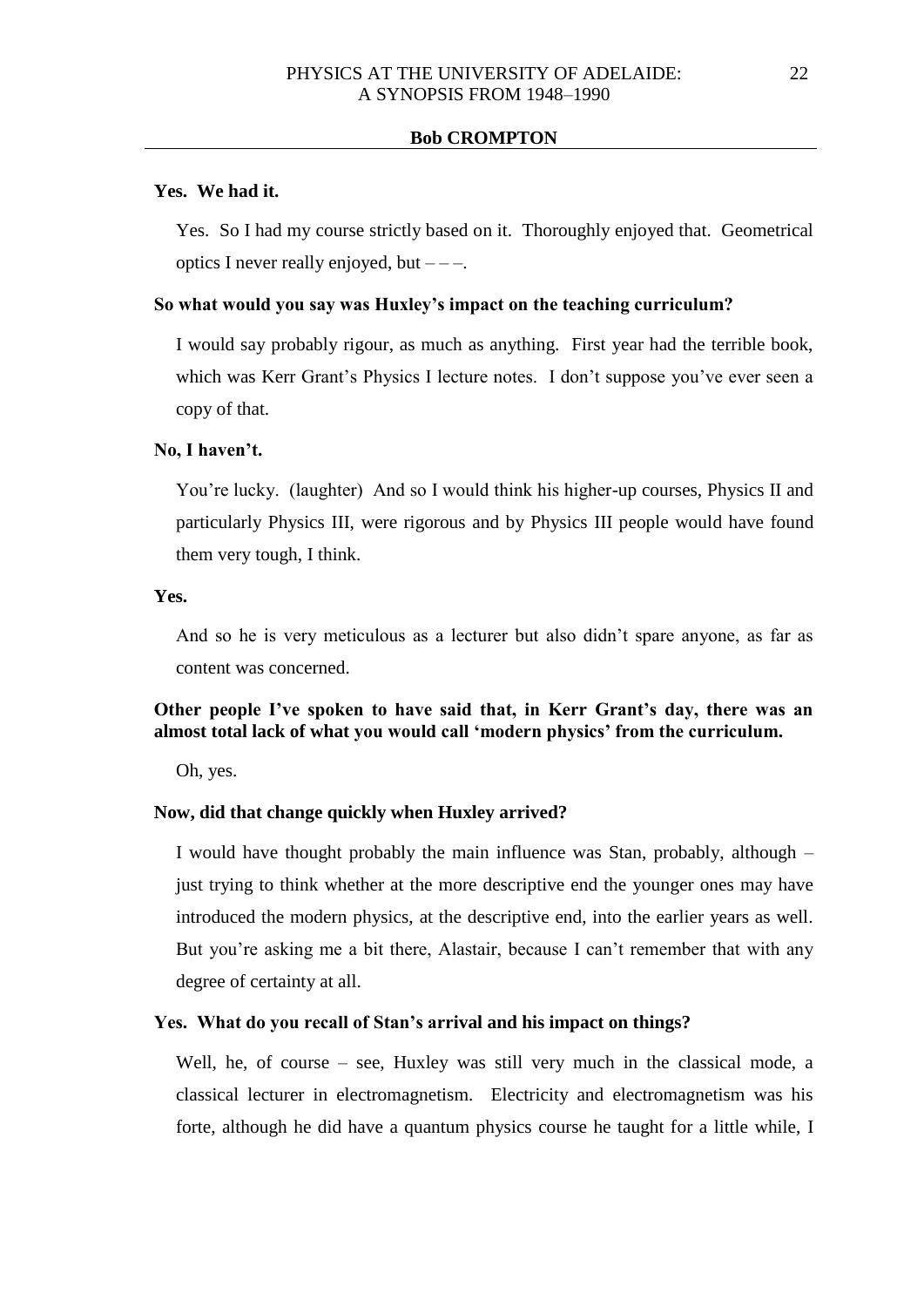**Yes. We had it.**

Yes. So I had my course strictly based on it. Thoroughly enjoyed that. Geometrical optics I never really enjoyed, but – – –.

**So what would you say was Huxley's impact on the teaching curriculum?**

I would say probably rigour, as much as anything. First year had the terrible book, which was Kerr Grant's Physics I lecture notes. I don't suppose you've ever seen a copy of that.

**No, I haven't.**

You're lucky. (laughter) And so I would think his higher-up courses, Physics II and particularly Physics III, were rigorous and by Physics III people would have found them very tough, I think.

**Yes.**

And so he is very meticulous as a lecturer but also didn't spare anyone, as far as content was concerned.

**Other people I've spoken to have said that, in Kerr Grant's day, there was an almost total lack of what you would call 'modern physics' from the curriculum.**

Oh, yes.

**Now, did that change quickly when Huxley arrived?**

I would have thought probably the main influence was Stan, probably, although – just trying to think whether at the more descriptive end the younger ones may have introduced the modern physics, at the descriptive end, into the earlier years as well. But you're asking me a bit there, Alastair, because I can't remember that with any degree of certainty at all.

**Yes. What do you recall of Stan's arrival and his impact on things?**

Well, he, of course – see, Huxley was still very much in the classical mode, a classical lecturer in electromagnetism. Electricity and electromagnetism was his forte, although he did have a quantum physics course he taught for a little while, I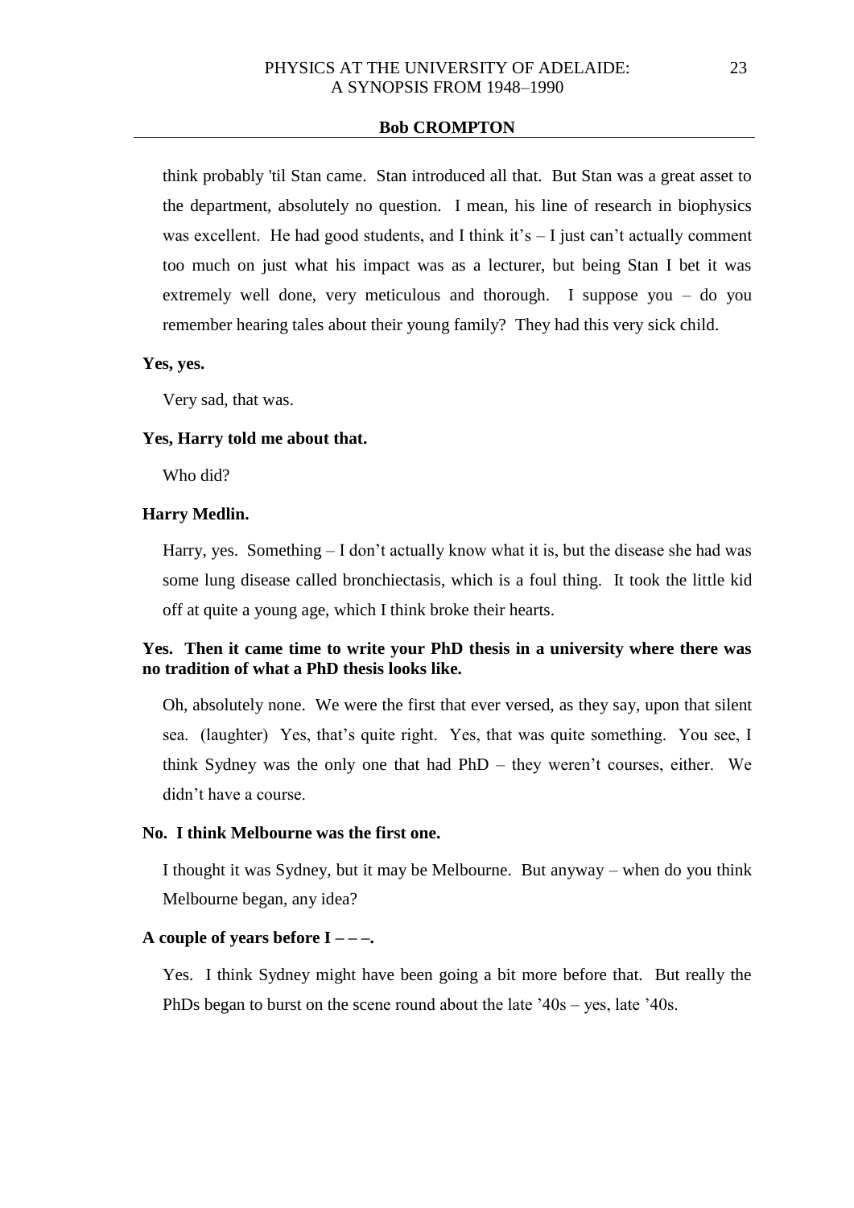think probably 'til Stan came. Stan introduced all that. But Stan was a great asset to the department, absolutely no question. I mean, his line of research in biophysics was excellent. He had good students, and I think it's – I just can't actually comment too much on just what his impact was as a lecturer, but being Stan I bet it was extremely well done, very meticulous and thorough. I suppose you – do you remember hearing tales about their young family? They had this very sick child.

**Yes, yes.**

Very sad, that was.

**Yes, Harry told me about that.**

Who did?

**Harry Medlin.**

Harry, yes. Something – I don't actually know what it is, but the disease she had was some lung disease called bronchiectasis, which is a foul thing. It took the little kid off at quite a young age, which I think broke their hearts.

**Yes. Then it came time to write your PhD thesis in a university where there was no tradition of what a PhD thesis looks like.**

Oh, absolutely none. We were the first that ever versed, as they say, upon that silent sea. (laughter) Yes, that's quite right. Yes, that was quite something. You see, I think Sydney was the only one that had PhD – they weren't courses, either. We didn't have a course.

**No. I think Melbourne was the first one.**

I thought it was Sydney, but it may be Melbourne. But anyway – when do you think Melbourne began, any idea?

**A couple of years before I – – –.**

Yes. I think Sydney might have been going a bit more before that. But really the PhDs began to burst on the scene round about the late '40s – yes, late '40s.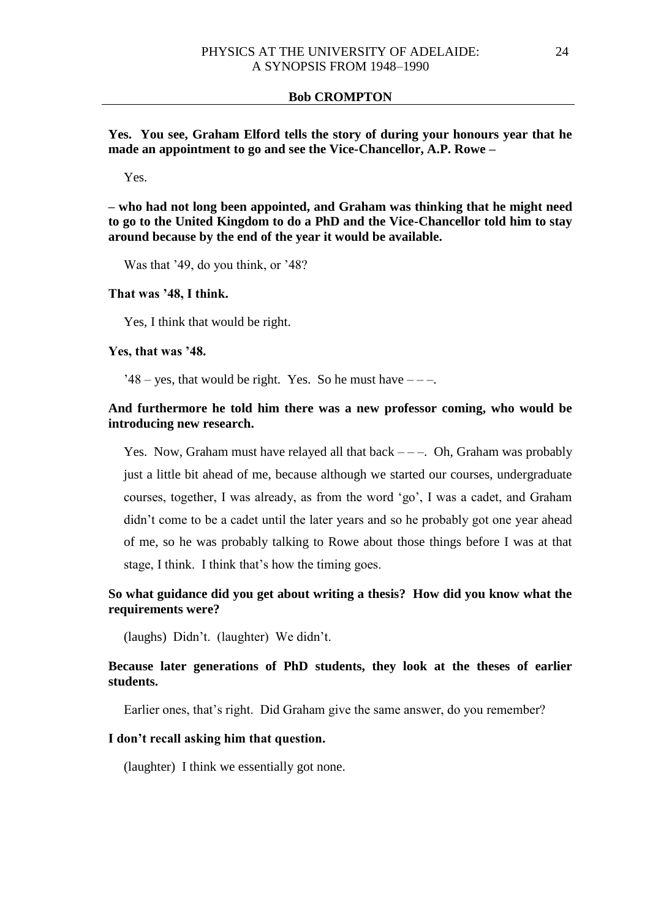**Yes. You see, Graham Elford tells the story of during your honours year that he made an appointment to go and see the Vice-Chancellor, A.P. Rowe –**

Yes.

**– who had not long been appointed, and Graham was thinking that he might need to go to the United Kingdom to do a PhD and the Vice-Chancellor told him to stay around because by the end of the year it would be available.**

Was that ’49, do you think, or ’48?

**That was ’48, I think.**

Yes, I think that would be right.

**Yes, that was ’48.**

’48 – yes, that would be right. Yes. So he must have – – –.

**And furthermore he told him there was a new professor coming, who would be introducing new research.**

Yes. Now, Graham must have relayed all that back – – –. Oh, Graham was probably just a little bit ahead of me, because although we started our courses, undergraduate courses, together, I was already, as from the word ‘go’, I was a cadet, and Graham didn’t come to be a cadet until the later years and so he probably got one year ahead of me, so he was probably talking to Rowe about those things before I was at that stage, I think. I think that’s how the timing goes.

**So what guidance did you get about writing a thesis? How did you know what the requirements were?**

(laughs) Didn’t. (laughter) We didn’t.

**Because later generations of PhD students, they look at the theses of earlier students.**

Earlier ones, that’s right. Did Graham give the same answer, do you remember?

**I don’t recall asking him that question.**

(laughter) I think we essentially got none.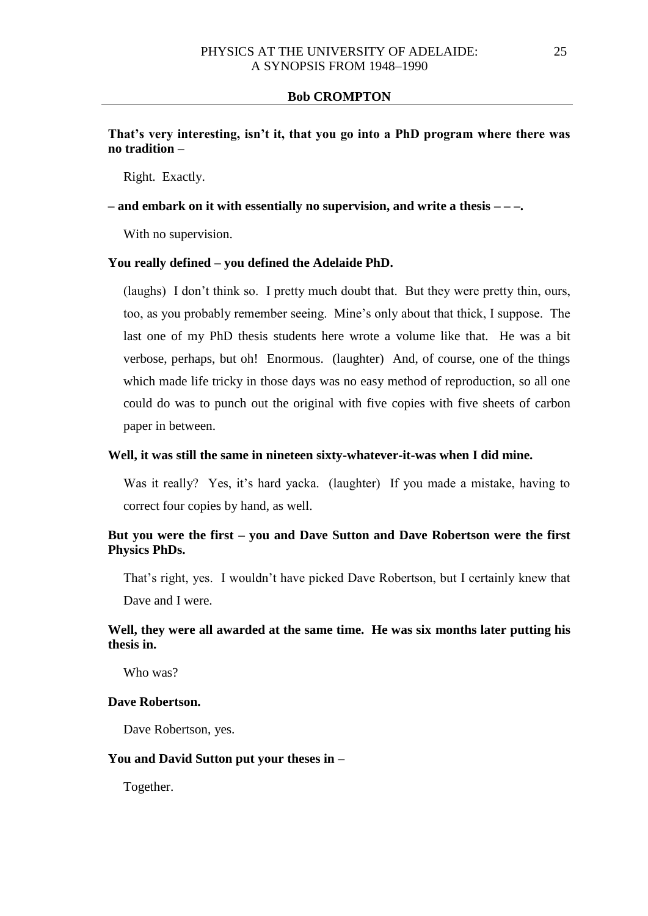**Bob CROMPTON**

**That's very interesting, isn't it, that you go into a PhD program where there was no tradition –**

Right. Exactly.

**– and embark on it with essentially no supervision, and write a thesis – – –.**

With no supervision.

**You really defined – you defined the Adelaide PhD.**

(laughs) I don't think so. I pretty much doubt that. But they were pretty thin, ours, too, as you probably remember seeing. Mine's only about that thick, I suppose. The last one of my PhD thesis students here wrote a volume like that. He was a bit verbose, perhaps, but oh! Enormous. (laughter) And, of course, one of the things which made life tricky in those days was no easy method of reproduction, so all one could do was to punch out the original with five copies with five sheets of carbon paper in between.

**Well, it was still the same in nineteen sixty-whatever-it-was when I did mine.**

Was it really? Yes, it's hard yacka. (laughter) If you made a mistake, having to correct four copies by hand, as well.

**But you were the first – you and Dave Sutton and Dave Robertson were the first Physics PhDs.**

That's right, yes. I wouldn't have picked Dave Robertson, but I certainly knew that Dave and I were.

**Well, they were all awarded at the same time. He was six months later putting his thesis in.**

Who was?

**Dave Robertson.**

Dave Robertson, yes.

**You and David Sutton put your theses in –**

Together.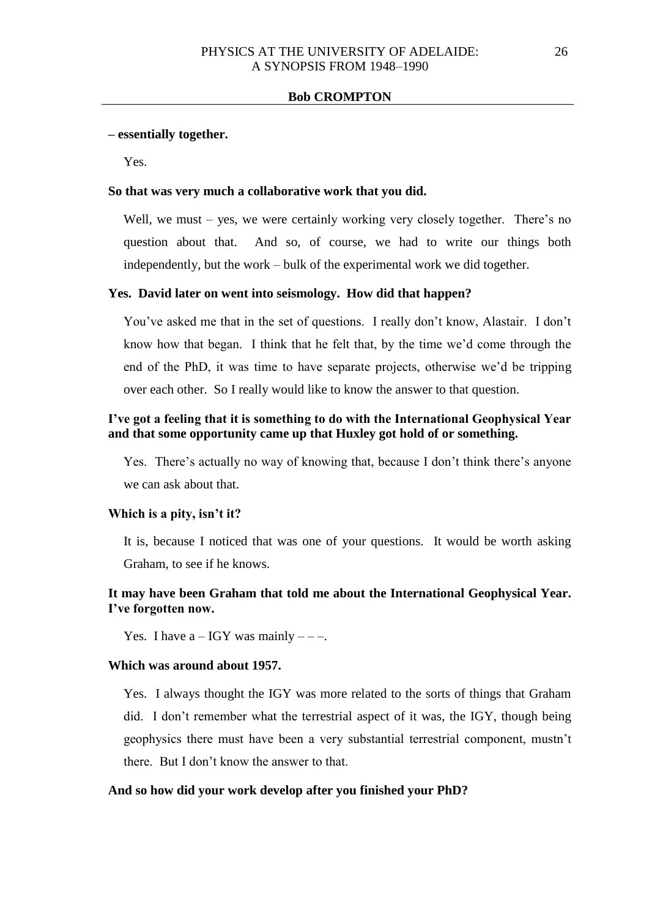**– essentially together.**

Yes.

**So that was very much a collaborative work that you did.**

Well, we must – yes, we were certainly working very closely together. There's no question about that. And so, of course, we had to write our things both independently, but the work – bulk of the experimental work we did together.

**Yes. David later on went into seismology. How did that happen?**

You've asked me that in the set of questions. I really don't know, Alastair. I don't know how that began. I think that he felt that, by the time we'd come through the end of the PhD, it was time to have separate projects, otherwise we'd be tripping over each other. So I really would like to know the answer to that question.

**I've got a feeling that it is something to do with the International Geophysical Year and that some opportunity came up that Huxley got hold of or something.**

Yes. There's actually no way of knowing that, because I don't think there's anyone we can ask about that.

**Which is a pity, isn't it?**

It is, because I noticed that was one of your questions. It would be worth asking Graham, to see if he knows.

**It may have been Graham that told me about the International Geophysical Year. I've forgotten now.**

Yes. I have a – IGY was mainly – – –.

**Which was around about 1957.**

Yes. I always thought the IGY was more related to the sorts of things that Graham did. I don't remember what the terrestrial aspect of it was, the IGY, though being geophysics there must have been a very substantial terrestrial component, mustn't there. But I don't know the answer to that.

**And so how did your work develop after you finished your PhD?**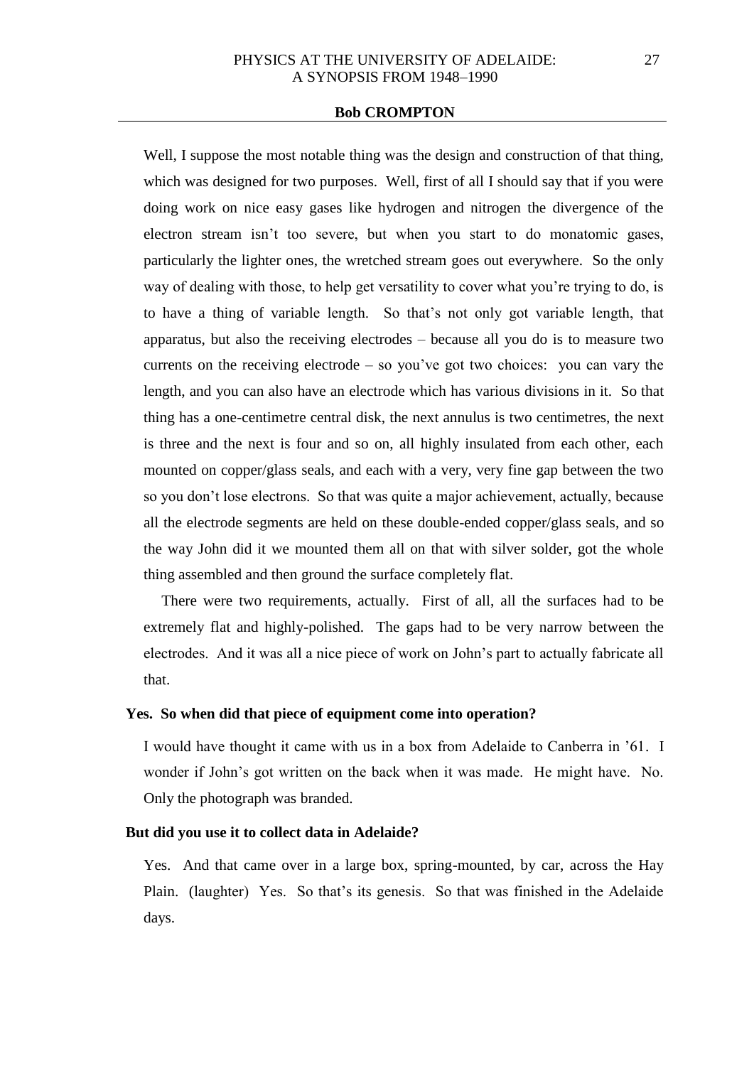**Bob CROMPTON**

Well, I suppose the most notable thing was the design and construction of that thing, which was designed for two purposes. Well, first of all I should say that if you were doing work on nice easy gases like hydrogen and nitrogen the divergence of the electron stream isn't too severe, but when you start to do monatomic gases, particularly the lighter ones, the wretched stream goes out everywhere. So the only way of dealing with those, to help get versatility to cover what you're trying to do, is to have a thing of variable length. So that's not only got variable length, that apparatus, but also the receiving electrodes – because all you do is to measure two currents on the receiving electrode – so you've got two choices: you can vary the length, and you can also have an electrode which has various divisions in it. So that thing has a one-centimetre central disk, the next annulus is two centimetres, the next is three and the next is four and so on, all highly insulated from each other, each mounted on copper/glass seals, and each with a very, very fine gap between the two so you don't lose electrons. So that was quite a major achievement, actually, because all the electrode segments are held on these double-ended copper/glass seals, and so the way John did it we mounted them all on that with silver solder, got the whole thing assembled and then ground the surface completely flat.

There were two requirements, actually. First of all, all the surfaces had to be extremely flat and highly-polished. The gaps had to be very narrow between the electrodes. And it was all a nice piece of work on John's part to actually fabricate all that.

**Yes. So when did that piece of equipment come into operation?**

I would have thought it came with us in a box from Adelaide to Canberra in '61. I wonder if John's got written on the back when it was made. He might have. No. Only the photograph was branded.

**But did you use it to collect data in Adelaide?**

Yes. And that came over in a large box, spring-mounted, by car, across the Hay Plain. (laughter) Yes. So that's its genesis. So that was finished in the Adelaide days.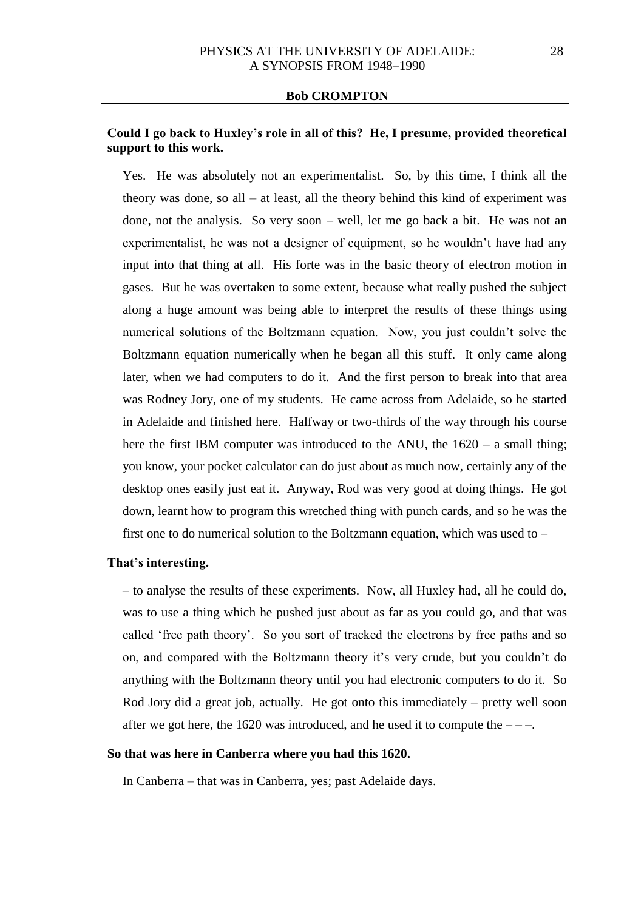**Bob CROMPTON**

**Could I go back to Huxley's role in all of this? He, I presume, provided theoretical support to this work.**

Yes. He was absolutely not an experimentalist. So, by this time, I think all the theory was done, so all – at least, all the theory behind this kind of experiment was done, not the analysis. So very soon – well, let me go back a bit. He was not an experimentalist, he was not a designer of equipment, so he wouldn't have had any input into that thing at all. His forte was in the basic theory of electron motion in gases. But he was overtaken to some extent, because what really pushed the subject along a huge amount was being able to interpret the results of these things using numerical solutions of the Boltzmann equation. Now, you just couldn't solve the Boltzmann equation numerically when he began all this stuff. It only came along later, when we had computers to do it. And the first person to break into that area was Rodney Jory, one of my students. He came across from Adelaide, so he started in Adelaide and finished here. Halfway or two-thirds of the way through his course here the first IBM computer was introduced to the ANU, the 1620 – a small thing; you know, your pocket calculator can do just about as much now, certainly any of the desktop ones easily just eat it. Anyway, Rod was very good at doing things. He got down, learnt how to program this wretched thing with punch cards, and so he was the first one to do numerical solution to the Boltzmann equation, which was used to –

**That's interesting.**

– to analyse the results of these experiments. Now, all Huxley had, all he could do, was to use a thing which he pushed just about as far as you could go, and that was called 'free path theory'. So you sort of tracked the electrons by free paths and so on, and compared with the Boltzmann theory it's very crude, but you couldn't do anything with the Boltzmann theory until you had electronic computers to do it. So Rod Jory did a great job, actually. He got onto this immediately – pretty well soon after we got here, the 1620 was introduced, and he used it to compute the – – –.

**So that was here in Canberra where you had this 1620.**

In Canberra – that was in Canberra, yes; past Adelaide days.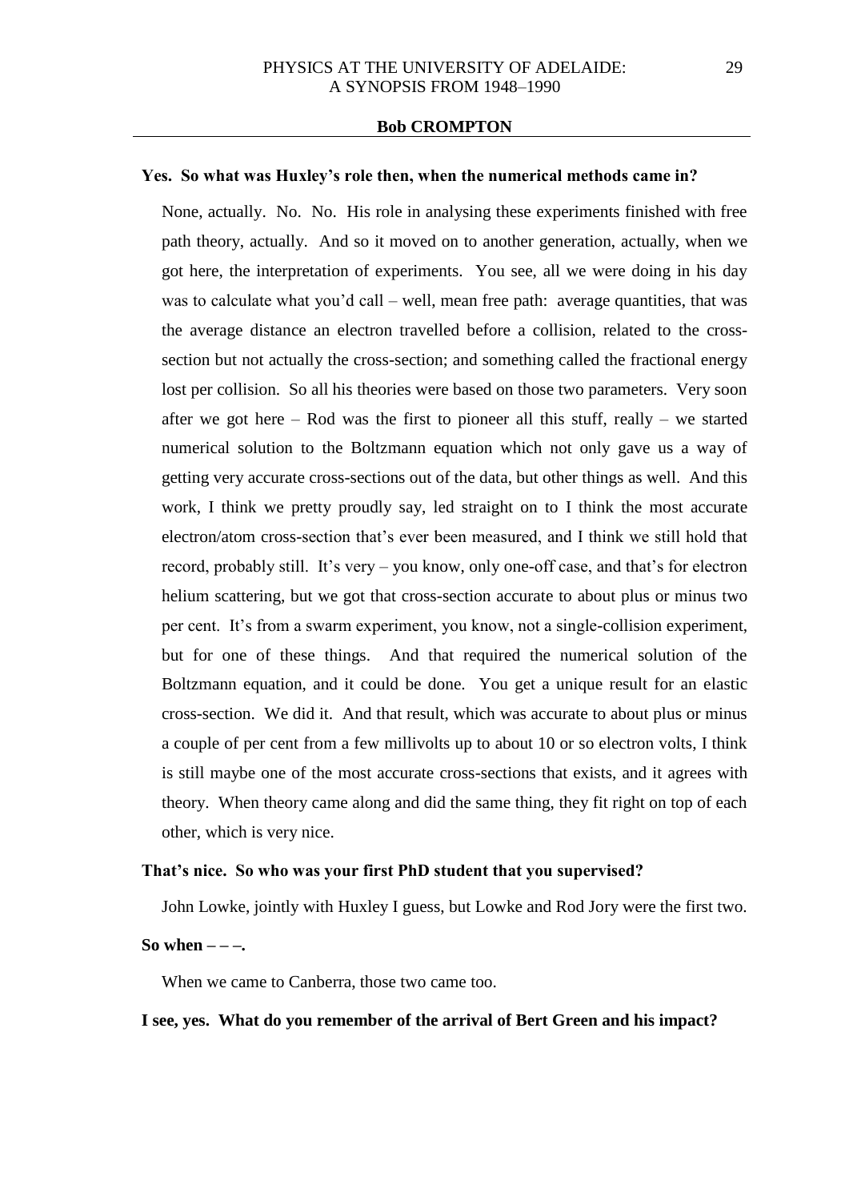**Bob CROMPTON**

**Yes. So what was Huxley's role then, when the numerical methods came in?**

None, actually. No. No. His role in analysing these experiments finished with free path theory, actually. And so it moved on to another generation, actually, when we got here, the interpretation of experiments. You see, all we were doing in his day was to calculate what you'd call – well, mean free path: average quantities, that was the average distance an electron travelled before a collision, related to the cross-section but not actually the cross-section; and something called the fractional energy lost per collision. So all his theories were based on those two parameters. Very soon after we got here – Rod was the first to pioneer all this stuff, really – we started numerical solution to the Boltzmann equation which not only gave us a way of getting very accurate cross-sections out of the data, but other things as well. And this work, I think we pretty proudly say, led straight on to I think the most accurate electron/atom cross-section that's ever been measured, and I think we still hold that record, probably still. It's very – you know, only one-off case, and that's for electron helium scattering, but we got that cross-section accurate to about plus or minus two per cent. It's from a swarm experiment, you know, not a single-collision experiment, but for one of these things. And that required the numerical solution of the Boltzmann equation, and it could be done. You get a unique result for an elastic cross-section. We did it. And that result, which was accurate to about plus or minus a couple of per cent from a few millivolts up to about 10 or so electron volts, I think is still maybe one of the most accurate cross-sections that exists, and it agrees with theory. When theory came along and did the same thing, they fit right on top of each other, which is very nice.

**That's nice. So who was your first PhD student that you supervised?**

John Lowke, jointly with Huxley I guess, but Lowke and Rod Jory were the first two.

**So when – – –.**

When we came to Canberra, those two came too.

**I see, yes. What do you remember of the arrival of Bert Green and his impact?**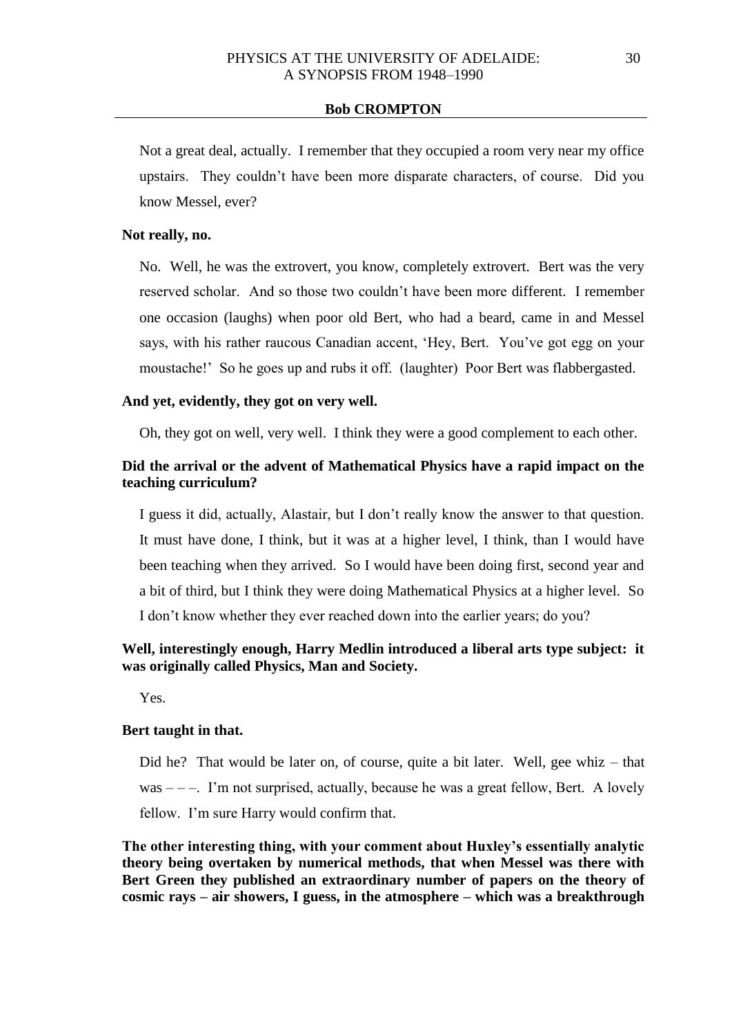Not a great deal, actually. I remember that they occupied a room very near my office upstairs. They couldn't have been more disparate characters, of course. Did you know Messel, ever?

**Not really, no.**

No. Well, he was the extrovert, you know, completely extrovert. Bert was the very reserved scholar. And so those two couldn't have been more different. I remember one occasion (laughs) when poor old Bert, who had a beard, came in and Messel says, with his rather raucous Canadian accent, 'Hey, Bert. You've got egg on your moustache!' So he goes up and rubs it off. (laughter) Poor Bert was flabbergasted.

**And yet, evidently, they got on very well.**

Oh, they got on well, very well. I think they were a good complement to each other.

**Did the arrival or the advent of Mathematical Physics have a rapid impact on the teaching curriculum?**

I guess it did, actually, Alastair, but I don't really know the answer to that question. It must have done, I think, but it was at a higher level, I think, than I would have been teaching when they arrived. So I would have been doing first, second year and a bit of third, but I think they were doing Mathematical Physics at a higher level. So I don't know whether they ever reached down into the earlier years; do you?

**Well, interestingly enough, Harry Medlin introduced a liberal arts type subject: it was originally called Physics, Man and Society.**

Yes.

**Bert taught in that.**

Did he? That would be later on, of course, quite a bit later. Well, gee whiz – that was – – –. I'm not surprised, actually, because he was a great fellow, Bert. A lovely fellow. I'm sure Harry would confirm that.

**The other interesting thing, with your comment about Huxley's essentially analytic theory being overtaken by numerical methods, that when Messel was there with Bert Green they published an extraordinary number of papers on the theory of cosmic rays – air showers, I guess, in the atmosphere – which was a breakthrough**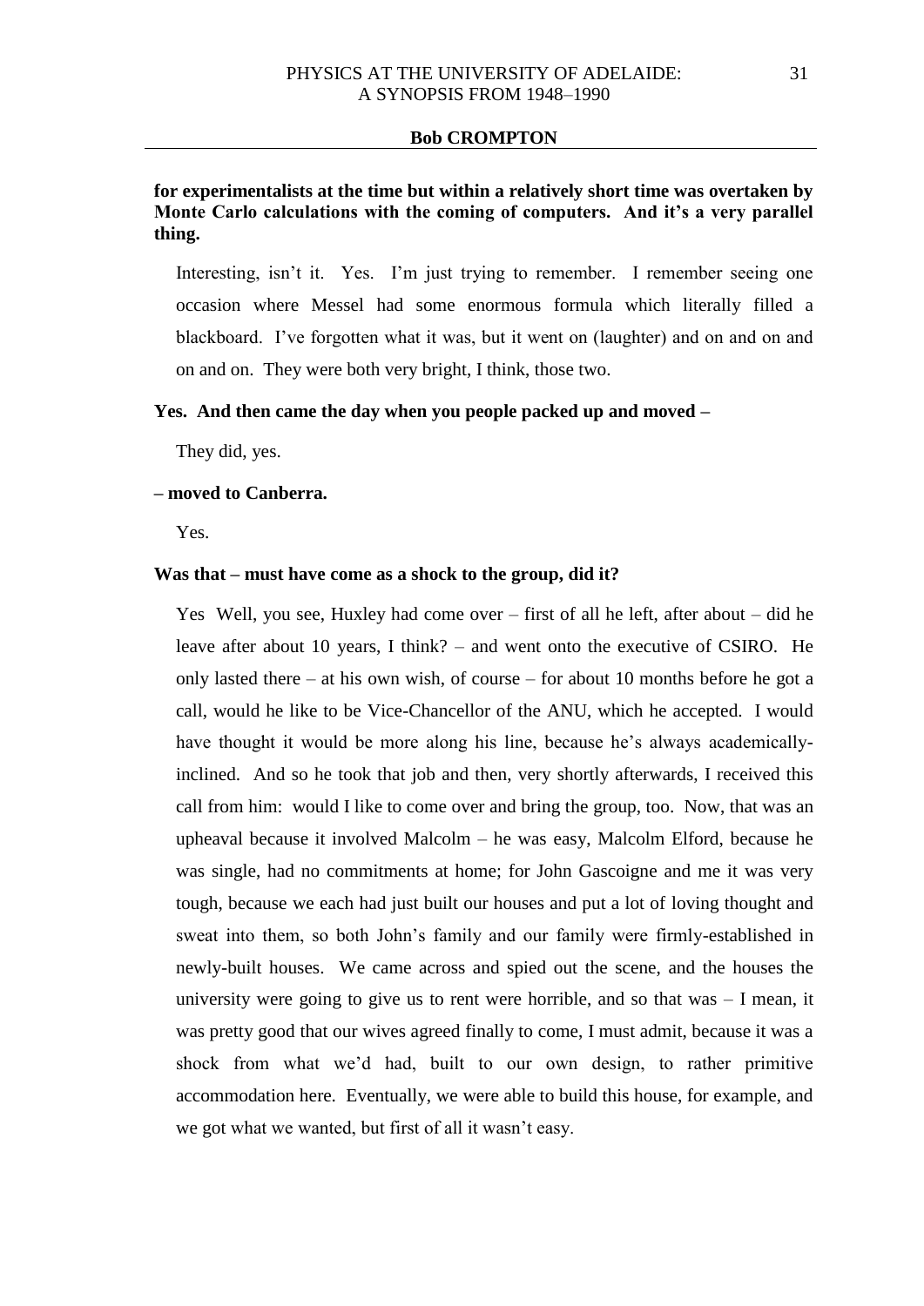**for experimentalists at the time but within a relatively short time was overtaken by Monte Carlo calculations with the coming of computers. And it's a very parallel thing.**

Interesting, isn't it. Yes. I'm just trying to remember. I remember seeing one occasion where Messel had some enormous formula which literally filled a blackboard. I've forgotten what it was, but it went on (laughter) and on and on and on and on. They were both very bright, I think, those two.

**Yes. And then came the day when you people packed up and moved –**

They did, yes.

**– moved to Canberra.**

Yes.

**Was that – must have come as a shock to the group, did it?**

Yes Well, you see, Huxley had come over – first of all he left, after about – did he leave after about 10 years, I think? – and went onto the executive of CSIRO. He only lasted there – at his own wish, of course – for about 10 months before he got a call, would he like to be Vice-Chancellor of the ANU, which he accepted. I would have thought it would be more along his line, because he's always academically-inclined. And so he took that job and then, very shortly afterwards, I received this call from him: would I like to come over and bring the group, too. Now, that was an upheaval because it involved Malcolm – he was easy, Malcolm Elford, because he was single, had no commitments at home; for John Gascoigne and me it was very tough, because we each had just built our houses and put a lot of loving thought and sweat into them, so both John's family and our family were firmly-established in newly-built houses. We came across and spied out the scene, and the houses the university were going to give us to rent were horrible, and so that was – I mean, it was pretty good that our wives agreed finally to come, I must admit, because it was a shock from what we'd had, built to our own design, to rather primitive accommodation here. Eventually, we were able to build this house, for example, and we got what we wanted, but first of all it wasn't easy.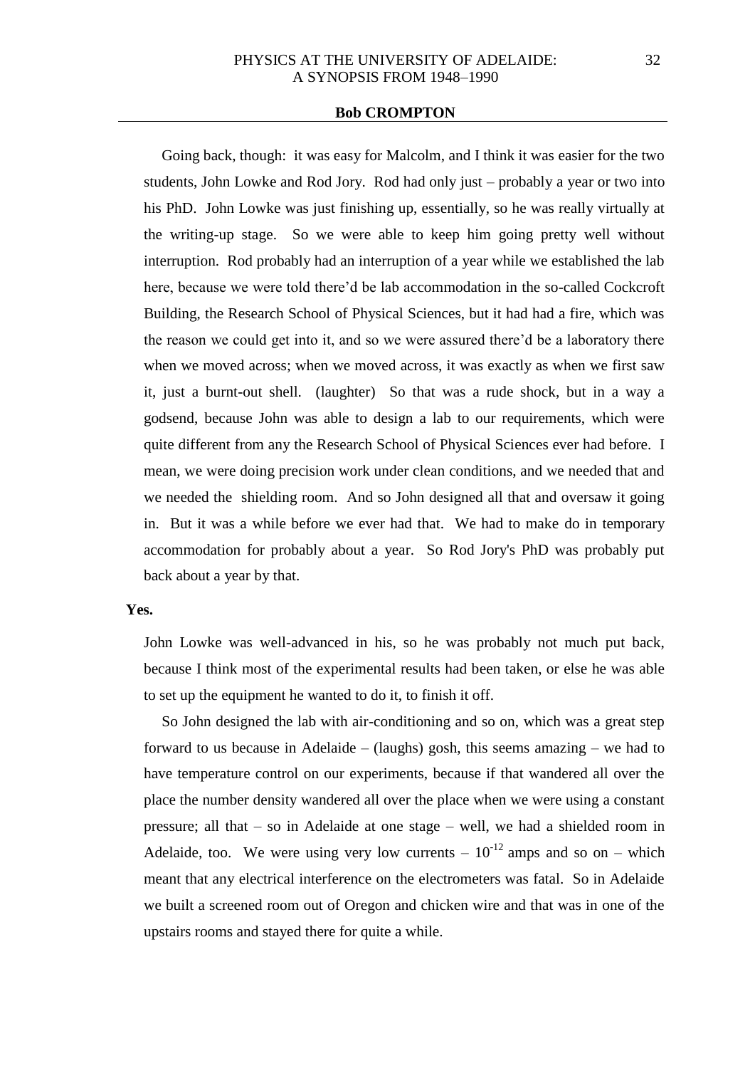**Bob CROMPTON**

Going back, though: it was easy for Malcolm, and I think it was easier for the two students, John Lowke and Rod Jory. Rod had only just – probably a year or two into his PhD. John Lowke was just finishing up, essentially, so he was really virtually at the writing-up stage. So we were able to keep him going pretty well without interruption. Rod probably had an interruption of a year while we established the lab here, because we were told there'd be lab accommodation in the so-called Cockcroft Building, the Research School of Physical Sciences, but it had had a fire, which was the reason we could get into it, and so we were assured there'd be a laboratory there when we moved across; when we moved across, it was exactly as when we first saw it, just a burnt-out shell. (laughter) So that was a rude shock, but in a way a godsend, because John was able to design a lab to our requirements, which were quite different from any the Research School of Physical Sciences ever had before. I mean, we were doing precision work under clean conditions, and we needed that and we needed the shielding room. And so John designed all that and oversaw it going in. But it was a while before we ever had that. We had to make do in temporary accommodation for probably about a year. So Rod Jory's PhD was probably put back about a year by that.

**Yes.**

John Lowke was well-advanced in his, so he was probably not much put back, because I think most of the experimental results had been taken, or else he was able to set up the equipment he wanted to do it, to finish it off.

So John designed the lab with air-conditioning and so on, which was a great step forward to us because in Adelaide – (laughs) gosh, this seems amazing – we had to have temperature control on our experiments, because if that wandered all over the place the number density wandered all over the place when we were using a constant pressure; all that – so in Adelaide at one stage – well, we had a shielded room in Adelaide, too. We were using very low currents – $10^{-12}$ amps and so on – which meant that any electrical interference on the electrometers was fatal. So in Adelaide we built a screened room out of Oregon and chicken wire and that was in one of the upstairs rooms and stayed there for quite a while.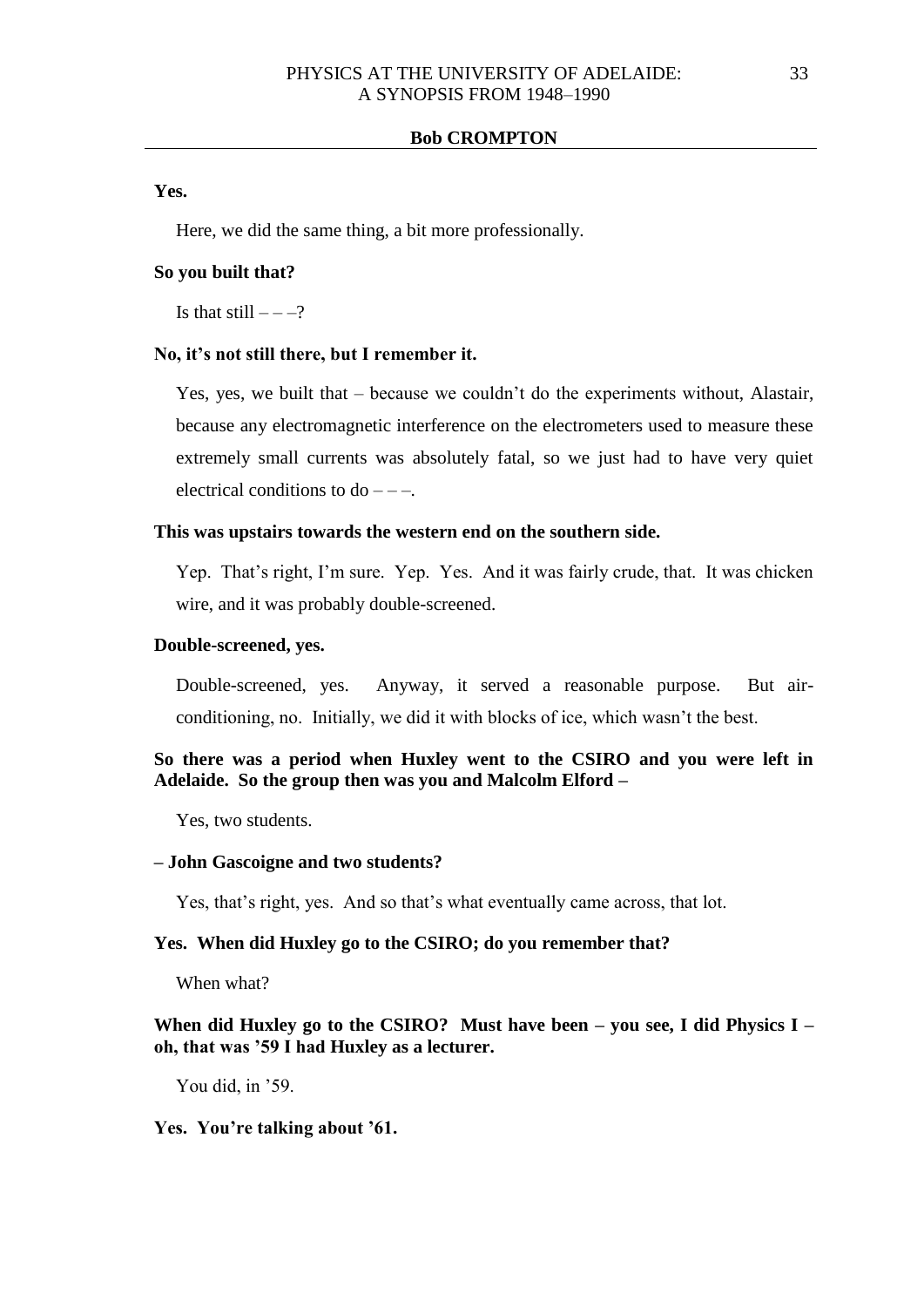**Bob CROMPTON**

**Yes.**

Here, we did the same thing, a bit more professionally.

**So you built that?**

Is that still – – –?

**No, it's not still there, but I remember it.**

Yes, yes, we built that – because we couldn't do the experiments without, Alastair, because any electromagnetic interference on the electrometers used to measure these extremely small currents was absolutely fatal, so we just had to have very quiet electrical conditions to do – – –.

**This was upstairs towards the western end on the southern side.**

Yep. That's right, I'm sure. Yep. Yes. And it was fairly crude, that. It was chicken wire, and it was probably double-screened.

**Double-screened, yes.**

Double-screened, yes. Anyway, it served a reasonable purpose. But air-conditioning, no. Initially, we did it with blocks of ice, which wasn't the best.

**So there was a period when Huxley went to the CSIRO and you were left in Adelaide. So the group then was you and Malcolm Elford –**

Yes, two students.

**– John Gascoigne and two students?**

Yes, that's right, yes. And so that's what eventually came across, that lot.

**Yes. When did Huxley go to the CSIRO; do you remember that?**

When what?

**When did Huxley go to the CSIRO? Must have been – you see, I did Physics I – oh, that was '59 I had Huxley as a lecturer.**

You did, in '59.

**Yes. You're talking about '61.**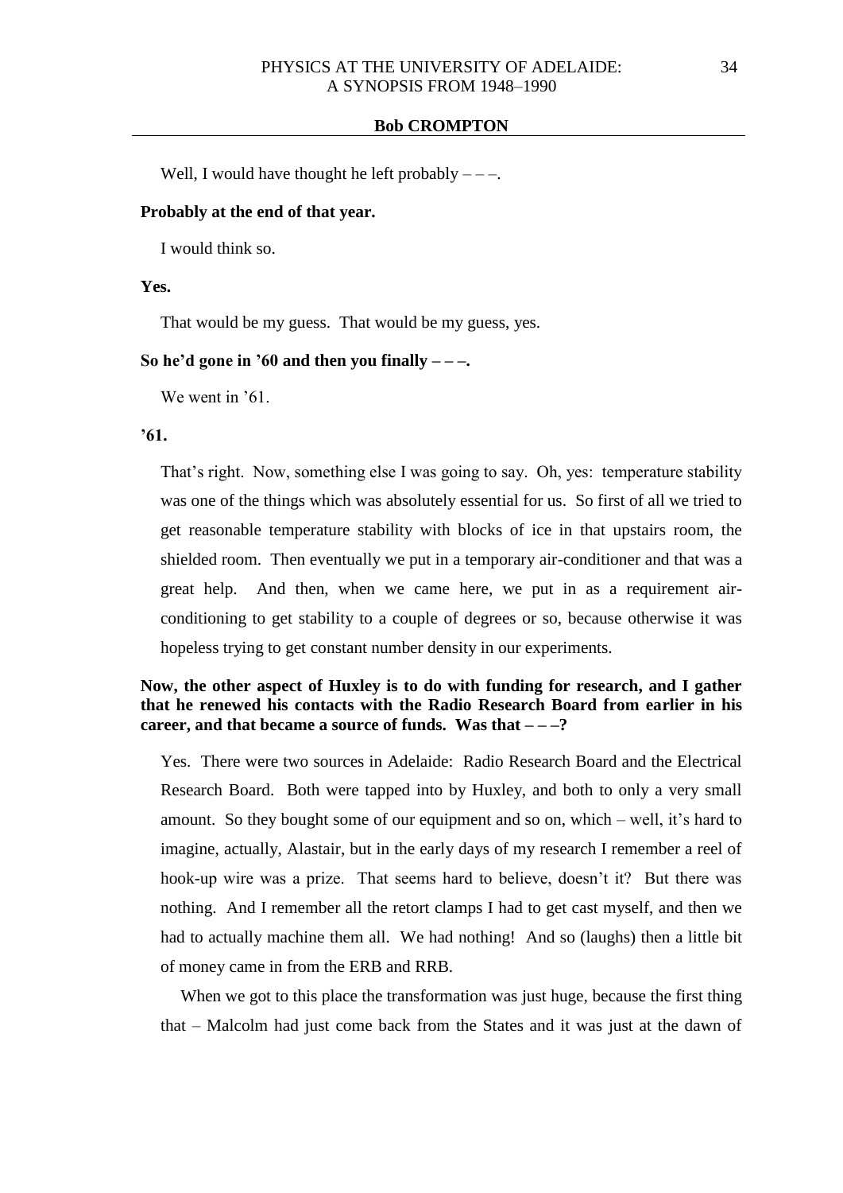Well, I would have thought he left probably – – –.

**Probably at the end of that year.**

I would think so.

**Yes.**

That would be my guess. That would be my guess, yes.

**So he'd gone in '60 and then you finally – – –.**

We went in '61.

**'61.**

That's right. Now, something else I was going to say. Oh, yes: temperature stability was one of the things which was absolutely essential for us. So first of all we tried to get reasonable temperature stability with blocks of ice in that upstairs room, the shielded room. Then eventually we put in a temporary air-conditioner and that was a great help. And then, when we came here, we put in as a requirement air-conditioning to get stability to a couple of degrees or so, because otherwise it was hopeless trying to get constant number density in our experiments.

**Now, the other aspect of Huxley is to do with funding for research, and I gather that he renewed his contacts with the Radio Research Board from earlier in his career, and that became a source of funds. Was that – – –?**

Yes. There were two sources in Adelaide: Radio Research Board and the Electrical Research Board. Both were tapped into by Huxley, and both to only a very small amount. So they bought some of our equipment and so on, which – well, it's hard to imagine, actually, Alastair, but in the early days of my research I remember a reel of hook-up wire was a prize. That seems hard to believe, doesn't it? But there was nothing. And I remember all the retort clamps I had to get cast myself, and then we had to actually machine them all. We had nothing! And so (laughs) then a little bit of money came in from the ERB and RRB.

When we got to this place the transformation was just huge, because the first thing that – Malcolm had just come back from the States and it was just at the dawn of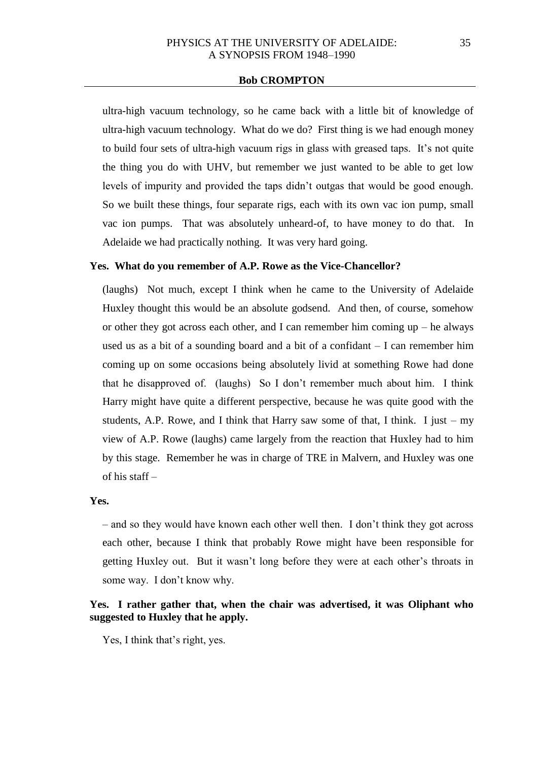ultra-high vacuum technology, so he came back with a little bit of knowledge of ultra-high vacuum technology. What do we do? First thing is we had enough money to build four sets of ultra-high vacuum rigs in glass with greased taps. It's not quite the thing you do with UHV, but remember we just wanted to be able to get low levels of impurity and provided the taps didn't outgas that would be good enough. So we built these things, four separate rigs, each with its own vac ion pump, small vac ion pumps. That was absolutely unheard-of, to have money to do that. In Adelaide we had practically nothing. It was very hard going.

**Yes. What do you remember of A.P. Rowe as the Vice-Chancellor?**

(laughs) Not much, except I think when he came to the University of Adelaide Huxley thought this would be an absolute godsend. And then, of course, somehow or other they got across each other, and I can remember him coming up – he always used us as a bit of a sounding board and a bit of a confidant – I can remember him coming up on some occasions being absolutely livid at something Rowe had done that he disapproved of. (laughs) So I don't remember much about him. I think Harry might have quite a different perspective, because he was quite good with the students, A.P. Rowe, and I think that Harry saw some of that, I think. I just – my view of A.P. Rowe (laughs) came largely from the reaction that Huxley had to him by this stage. Remember he was in charge of TRE in Malvern, and Huxley was one of his staff –

**Yes.**

– and so they would have known each other well then. I don't think they got across each other, because I think that probably Rowe might have been responsible for getting Huxley out. But it wasn't long before they were at each other's throats in some way. I don't know why.

**Yes. I rather gather that, when the chair was advertised, it was Oliphant who suggested to Huxley that he apply.**

Yes, I think that's right, yes.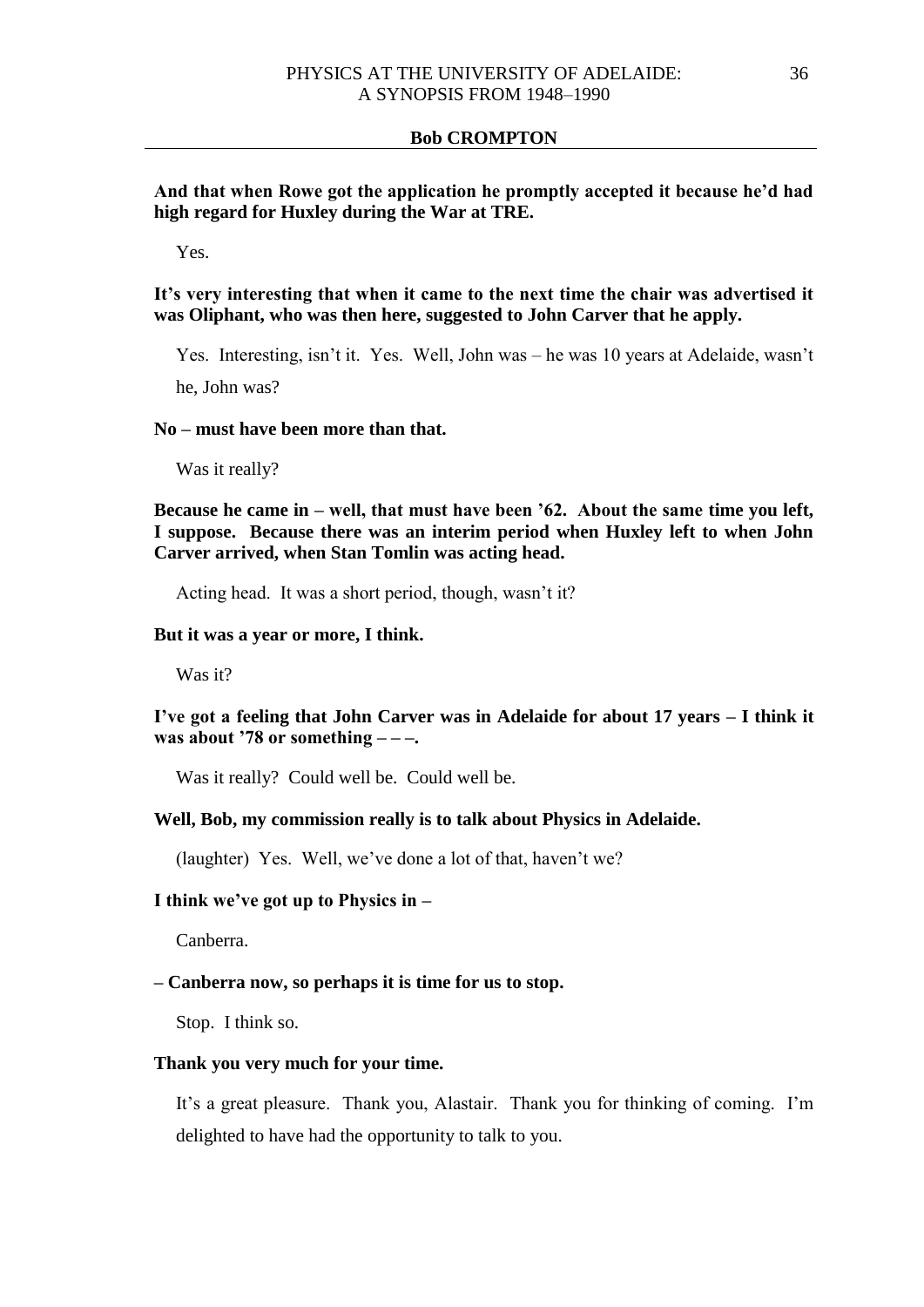**And that when Rowe got the application he promptly accepted it because he'd had high regard for Huxley during the War at TRE.**

Yes.

**It's very interesting that when it came to the next time the chair was advertised it was Oliphant, who was then here, suggested to John Carver that he apply.**

Yes. Interesting, isn't it. Yes. Well, John was – he was 10 years at Adelaide, wasn't he, John was?

**No – must have been more than that.**

Was it really?

**Because he came in – well, that must have been '62. About the same time you left, I suppose. Because there was an interim period when Huxley left to when John Carver arrived, when Stan Tomlin was acting head.**

Acting head. It was a short period, though, wasn't it?

**But it was a year or more, I think.**

Was it?

**I've got a feeling that John Carver was in Adelaide for about 17 years – I think it was about '78 or something – – –.**

Was it really? Could well be. Could well be.

**Well, Bob, my commission really is to talk about Physics in Adelaide.**

(laughter) Yes. Well, we've done a lot of that, haven't we?

**I think we've got up to Physics in –**

Canberra.

**– Canberra now, so perhaps it is time for us to stop.**

Stop. I think so.

**Thank you very much for your time.**

It's a great pleasure. Thank you, Alastair. Thank you for thinking of coming. I'm delighted to have had the opportunity to talk to you.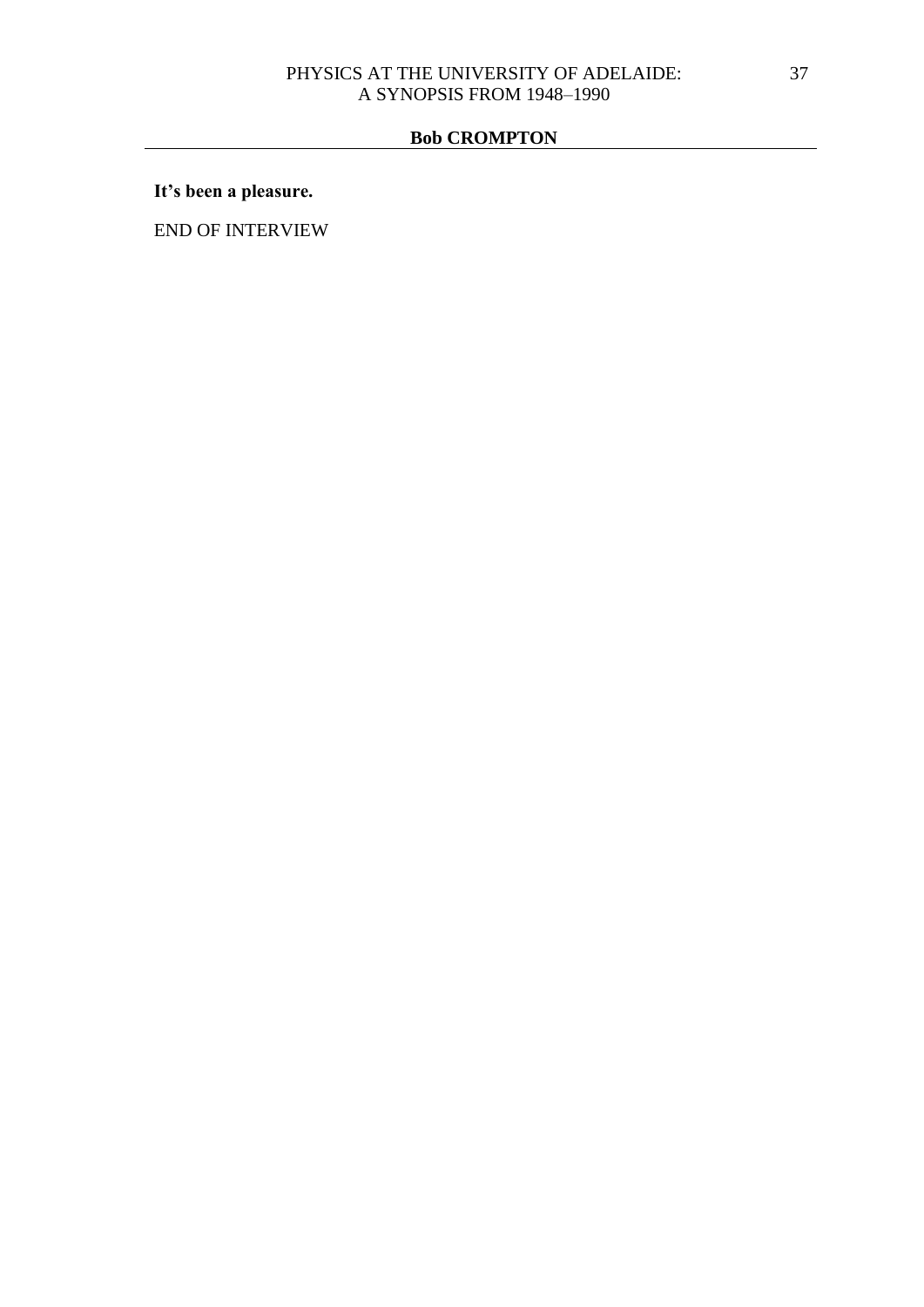**It's been a pleasure.**

END OF INTERVIEW